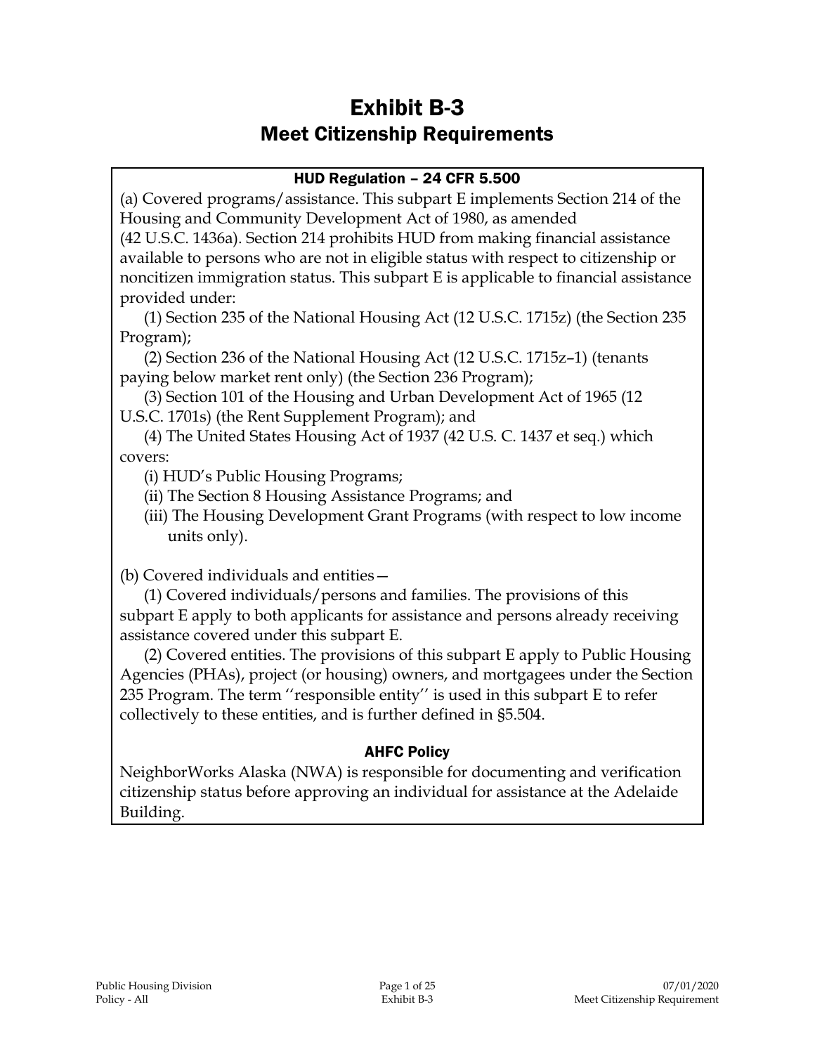# Exhibit B-3
## Meet Citizenship Requirements

### HUD Regulation – 24 CFR 5.500

(a) Covered programs/assistance. This subpart E implements Section 214 of the Housing and Community Development Act of 1980, as amended (42 U.S.C. 1436a). Section 214 prohibits HUD from making financial assistance available to persons who are not in eligible status with respect to citizenship or noncitizen immigration status. This subpart E is applicable to financial assistance provided under:

(1) Section 235 of the National Housing Act (12 U.S.C. 1715z) (the Section 235 Program);

(2) Section 236 of the National Housing Act (12 U.S.C. 1715z–1) (tenants paying below market rent only) (the Section 236 Program);

(3) Section 101 of the Housing and Urban Development Act of 1965 (12 U.S.C. 1701s) (the Rent Supplement Program); and

(4) The United States Housing Act of 1937 (42 U.S. C. 1437 et seq.) which covers:

(i) HUD's Public Housing Programs;

(ii) The Section 8 Housing Assistance Programs; and

(iii) The Housing Development Grant Programs (with respect to low income units only).

(b) Covered individuals and entities—

(1) Covered individuals/persons and families. The provisions of this subpart E apply to both applicants for assistance and persons already receiving assistance covered under this subpart E.

(2) Covered entities. The provisions of this subpart E apply to Public Housing Agencies (PHAs), project (or housing) owners, and mortgagees under the Section 235 Program. The term ''responsible entity'' is used in this subpart E to refer collectively to these entities, and is further defined in §5.504.

### AHFC Policy

NeighborWorks Alaska (NWA) is responsible for documenting and verification citizenship status before approving an individual for assistance at the Adelaide Building.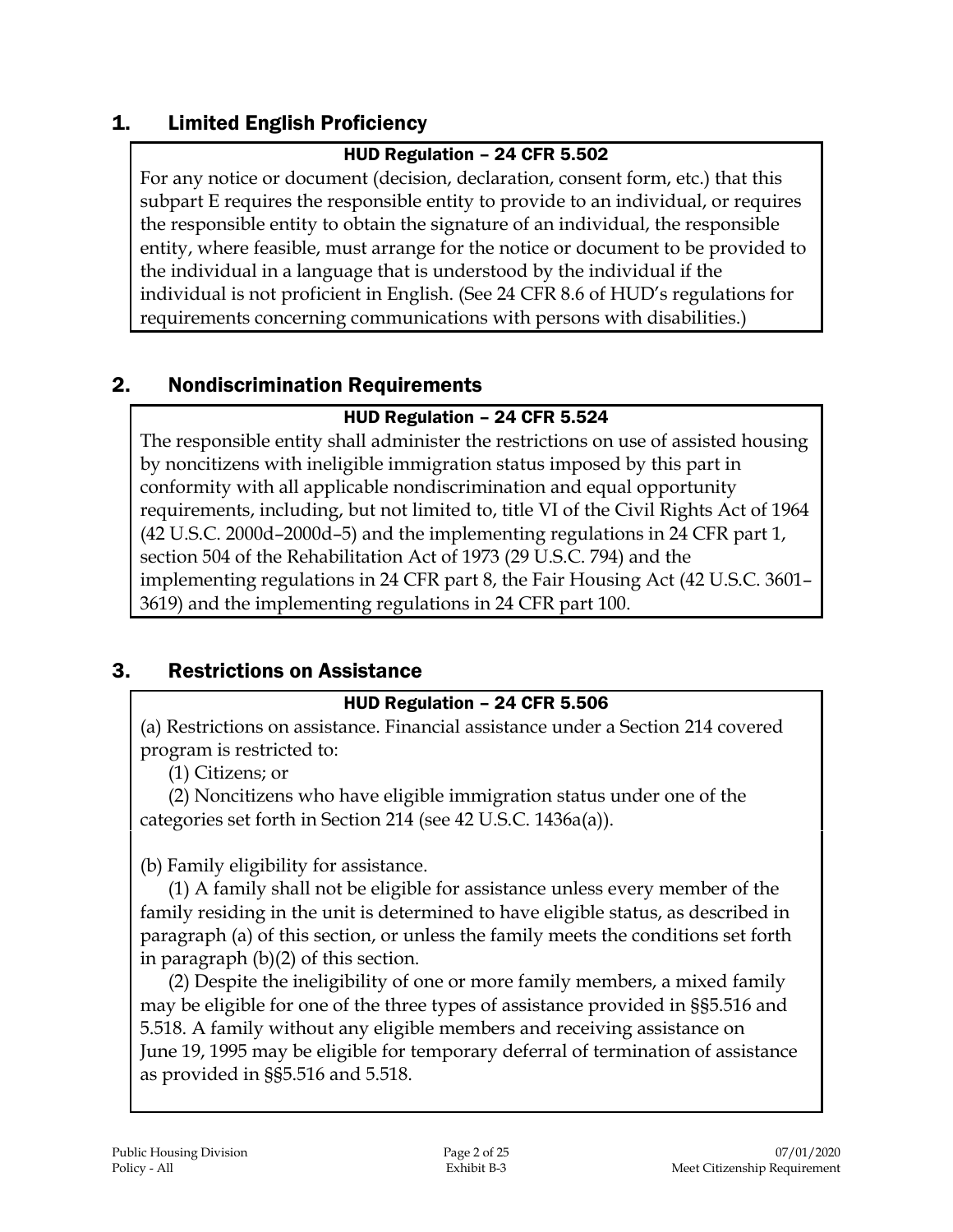## 1. Limited English Proficiency

**HUD Regulation – 24 CFR 5.502**

For any notice or document (decision, declaration, consent form, etc.) that this subpart E requires the responsible entity to provide to an individual, or requires the responsible entity to obtain the signature of an individual, the responsible entity, where feasible, must arrange for the notice or document to be provided to the individual in a language that is understood by the individual if the individual is not proficient in English. (See 24 CFR 8.6 of HUD's regulations for requirements concerning communications with persons with disabilities.)

## 2. Nondiscrimination Requirements

**HUD Regulation – 24 CFR 5.524**

The responsible entity shall administer the restrictions on use of assisted housing by noncitizens with ineligible immigration status imposed by this part in conformity with all applicable nondiscrimination and equal opportunity requirements, including, but not limited to, title VI of the Civil Rights Act of 1964 (42 U.S.C. 2000d–2000d–5) and the implementing regulations in 24 CFR part 1, section 504 of the Rehabilitation Act of 1973 (29 U.S.C. 794) and the implementing regulations in 24 CFR part 8, the Fair Housing Act (42 U.S.C. 3601–3619) and the implementing regulations in 24 CFR part 100.

## 3. Restrictions on Assistance

**HUD Regulation – 24 CFR 5.506**

(a) Restrictions on assistance. Financial assistance under a Section 214 covered program is restricted to:

(1) Citizens; or

(2) Noncitizens who have eligible immigration status under one of the categories set forth in Section 214 (see 42 U.S.C. 1436a(a)).

(b) Family eligibility for assistance.

(1) A family shall not be eligible for assistance unless every member of the family residing in the unit is determined to have eligible status, as described in paragraph (a) of this section, or unless the family meets the conditions set forth in paragraph (b)(2) of this section.

(2) Despite the ineligibility of one or more family members, a mixed family may be eligible for one of the three types of assistance provided in §§5.516 and 5.518. A family without any eligible members and receiving assistance on June 19, 1995 may be eligible for temporary deferral of termination of assistance as provided in §§5.516 and 5.518.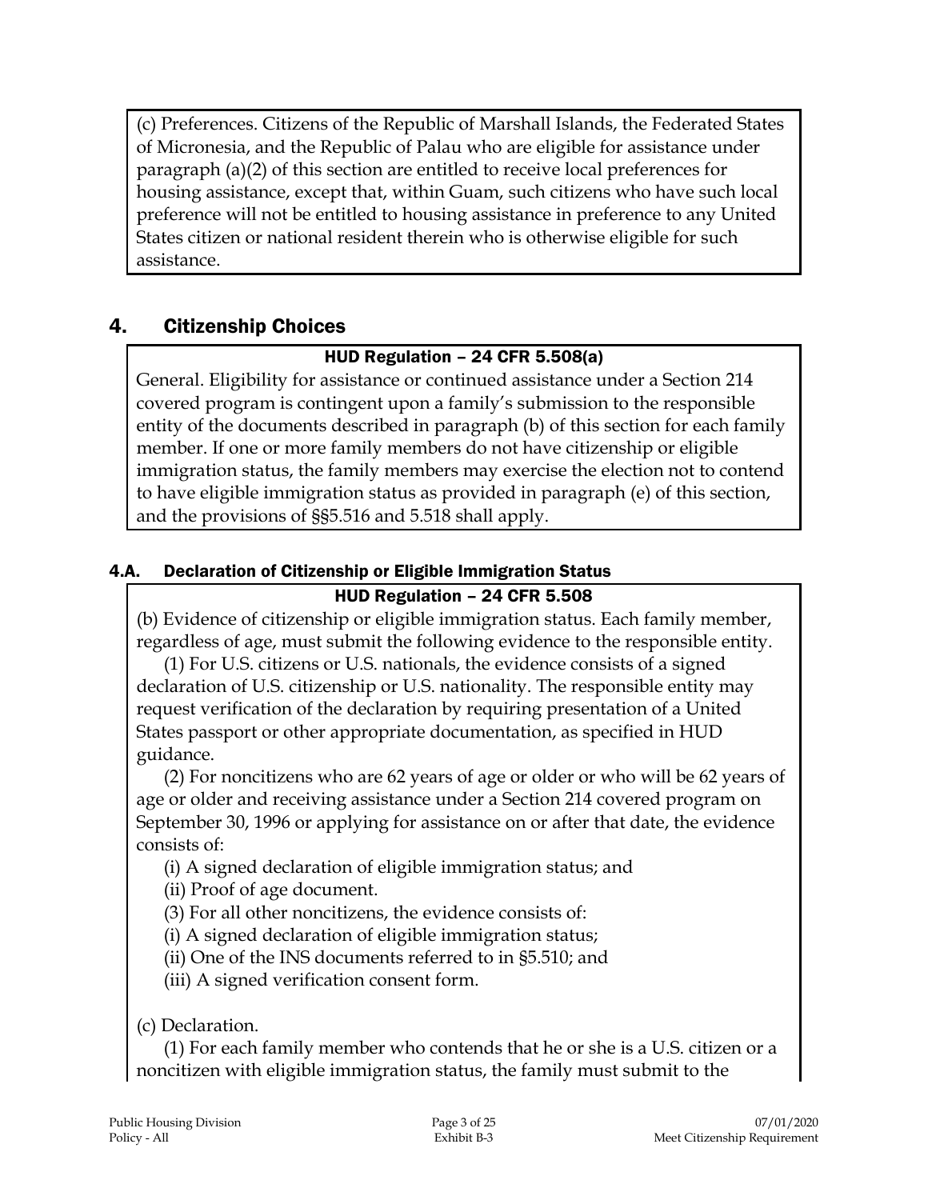(c) Preferences. Citizens of the Republic of Marshall Islands, the Federated States of Micronesia, and the Republic of Palau who are eligible for assistance under paragraph (a)(2) of this section are entitled to receive local preferences for housing assistance, except that, within Guam, such citizens who have such local preference will not be entitled to housing assistance in preference to any United States citizen or national resident therein who is otherwise eligible for such assistance.

## 4. Citizenship Choices

**HUD Regulation – 24 CFR 5.508(a)**

General. Eligibility for assistance or continued assistance under a Section 214 covered program is contingent upon a family's submission to the responsible entity of the documents described in paragraph (b) of this section for each family member. If one or more family members do not have citizenship or eligible immigration status, the family members may exercise the election not to contend to have eligible immigration status as provided in paragraph (e) of this section, and the provisions of §§5.516 and 5.518 shall apply.

### 4.A. Declaration of Citizenship or Eligible Immigration Status

**HUD Regulation – 24 CFR 5.508**

(b) Evidence of citizenship or eligible immigration status. Each family member, regardless of age, must submit the following evidence to the responsible entity.

(1) For U.S. citizens or U.S. nationals, the evidence consists of a signed declaration of U.S. citizenship or U.S. nationality. The responsible entity may request verification of the declaration by requiring presentation of a United States passport or other appropriate documentation, as specified in HUD guidance.

(2) For noncitizens who are 62 years of age or older or who will be 62 years of age or older and receiving assistance under a Section 214 covered program on September 30, 1996 or applying for assistance on or after that date, the evidence consists of:

(i) A signed declaration of eligible immigration status; and

(ii) Proof of age document.

(3) For all other noncitizens, the evidence consists of:

(i) A signed declaration of eligible immigration status;

(ii) One of the INS documents referred to in §5.510; and

(iii) A signed verification consent form.

(c) Declaration.

(1) For each family member who contends that he or she is a U.S. citizen or a noncitizen with eligible immigration status, the family must submit to the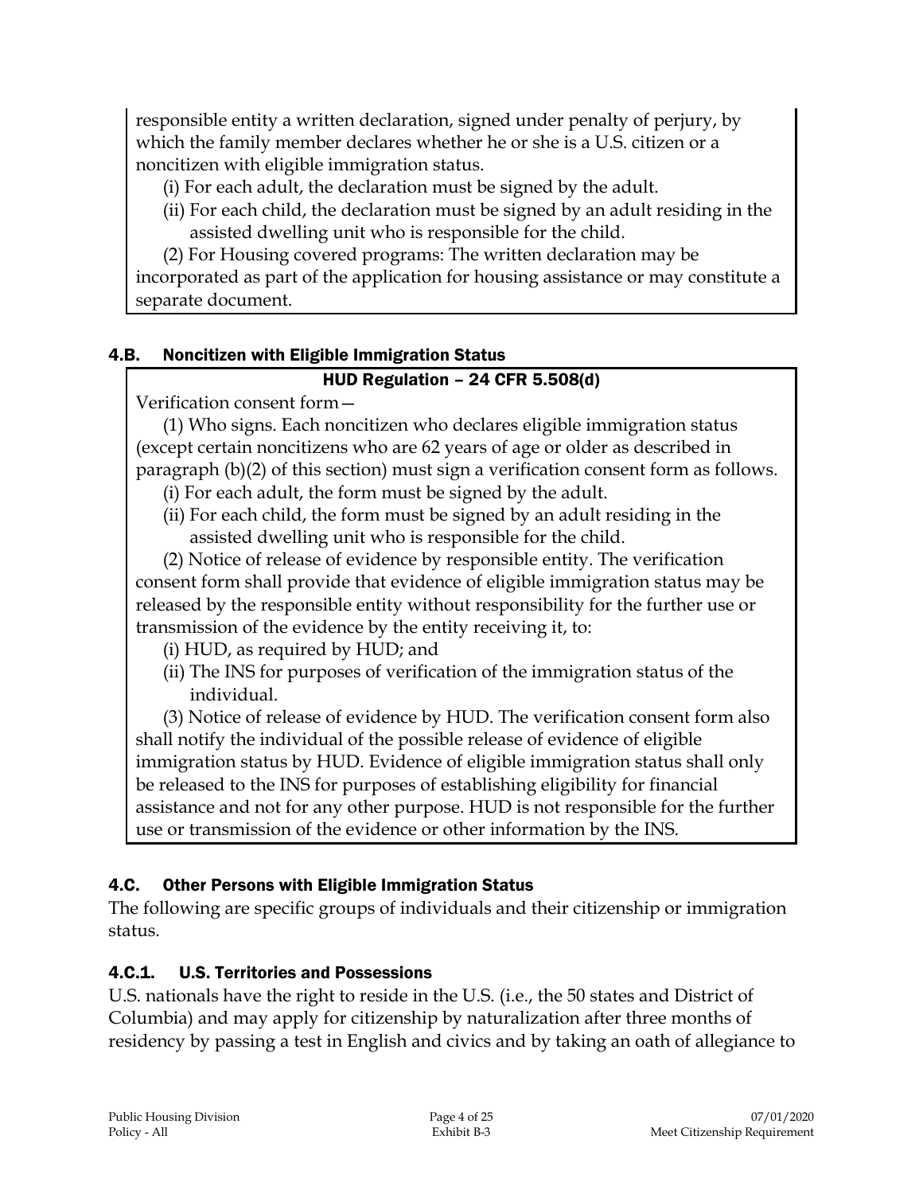responsible entity a written declaration, signed under penalty of perjury, by which the family member declares whether he or she is a U.S. citizen or a noncitizen with eligible immigration status.

(i) For each adult, the declaration must be signed by the adult.

(ii) For each child, the declaration must be signed by an adult residing in the assisted dwelling unit who is responsible for the child.

(2) For Housing covered programs: The written declaration may be incorporated as part of the application for housing assistance or may constitute a separate document.

### 4.B. Noncitizen with Eligible Immigration Status

**HUD Regulation – 24 CFR 5.508(d)**

Verification consent form—

(1) Who signs. Each noncitizen who declares eligible immigration status (except certain noncitizens who are 62 years of age or older as described in paragraph (b)(2) of this section) must sign a verification consent form as follows.

(i) For each adult, the form must be signed by the adult.

(ii) For each child, the form must be signed by an adult residing in the assisted dwelling unit who is responsible for the child.

(2) Notice of release of evidence by responsible entity. The verification consent form shall provide that evidence of eligible immigration status may be released by the responsible entity without responsibility for the further use or transmission of the evidence by the entity receiving it, to:

(i) HUD, as required by HUD; and

(ii) The INS for purposes of verification of the immigration status of the individual.

(3) Notice of release of evidence by HUD. The verification consent form also shall notify the individual of the possible release of evidence of eligible immigration status by HUD. Evidence of eligible immigration status shall only be released to the INS for purposes of establishing eligibility for financial assistance and not for any other purpose. HUD is not responsible for the further use or transmission of the evidence or other information by the INS.

### 4.C. Other Persons with Eligible Immigration Status

The following are specific groups of individuals and their citizenship or immigration status.

#### 4.C.1. U.S. Territories and Possessions

U.S. nationals have the right to reside in the U.S. (i.e., the 50 states and District of Columbia) and may apply for citizenship by naturalization after three months of residency by passing a test in English and civics and by taking an oath of allegiance to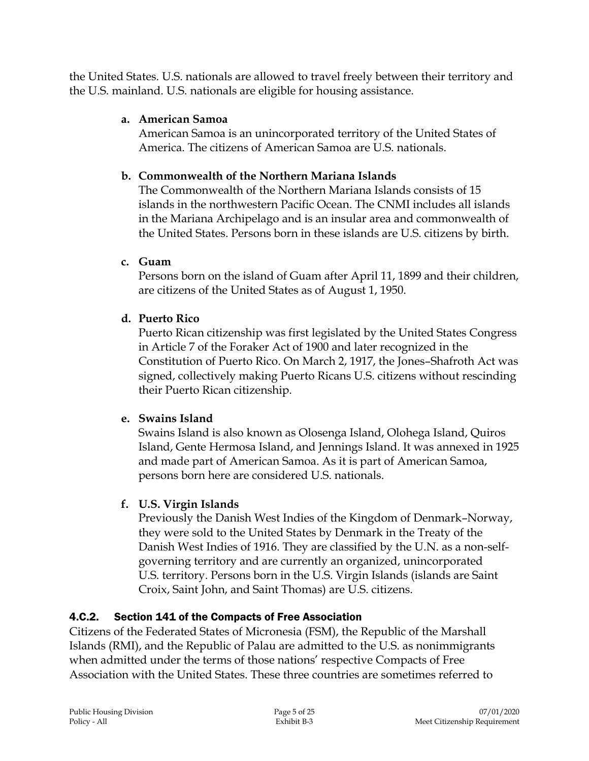the United States. U.S. nationals are allowed to travel freely between their territory and the U.S. mainland. U.S. nationals are eligible for housing assistance.

**a. American Samoa**

American Samoa is an unincorporated territory of the United States of America. The citizens of American Samoa are U.S. nationals.

**b. Commonwealth of the Northern Mariana Islands**

The Commonwealth of the Northern Mariana Islands consists of 15 islands in the northwestern Pacific Ocean. The CNMI includes all islands in the Mariana Archipelago and is an insular area and commonwealth of the United States. Persons born in these islands are U.S. citizens by birth.

**c. Guam**

Persons born on the island of Guam after April 11, 1899 and their children, are citizens of the United States as of August 1, 1950.

**d. Puerto Rico**

Puerto Rican citizenship was first legislated by the United States Congress in Article 7 of the Foraker Act of 1900 and later recognized in the Constitution of Puerto Rico. On March 2, 1917, the Jones–Shafroth Act was signed, collectively making Puerto Ricans U.S. citizens without rescinding their Puerto Rican citizenship.

**e. Swains Island**

Swains Island is also known as Olosenga Island, Olohega Island, Quiros Island, Gente Hermosa Island, and Jennings Island. It was annexed in 1925 and made part of American Samoa. As it is part of American Samoa, persons born here are considered U.S. nationals.

**f. U.S. Virgin Islands**

Previously the Danish West Indies of the Kingdom of Denmark–Norway, they were sold to the United States by Denmark in the Treaty of the Danish West Indies of 1916. They are classified by the U.N. as a non-self-governing territory and are currently an organized, unincorporated U.S. territory. Persons born in the U.S. Virgin Islands (islands are Saint Croix, Saint John, and Saint Thomas) are U.S. citizens.

### 4.C.2. Section 141 of the Compacts of Free Association

Citizens of the Federated States of Micronesia (FSM), the Republic of the Marshall Islands (RMI), and the Republic of Palau are admitted to the U.S. as nonimmigrants when admitted under the terms of those nations' respective Compacts of Free Association with the United States. These three countries are sometimes referred to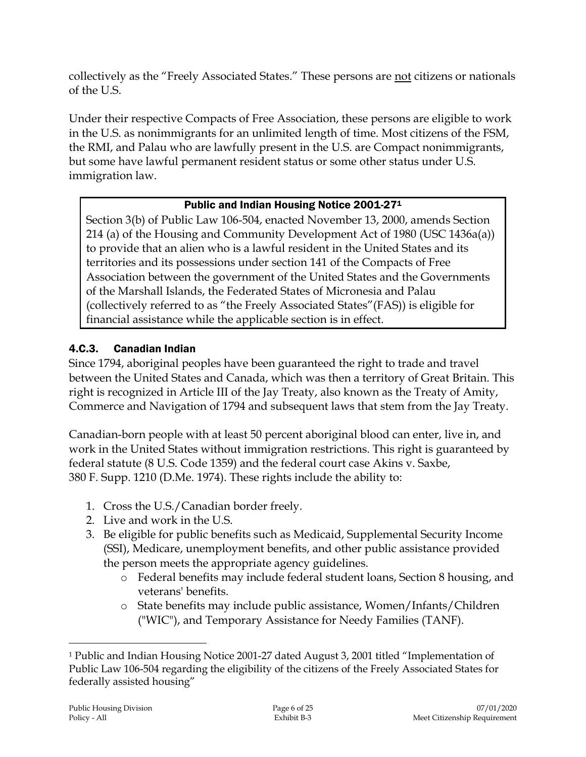collectively as the "Freely Associated States." These persons are not citizens or nationals of the U.S.

Under their respective Compacts of Free Association, these persons are eligible to work in the U.S. as nonimmigrants for an unlimited length of time. Most citizens of the FSM, the RMI, and Palau who are lawfully present in the U.S. are Compact nonimmigrants, but some have lawful permanent resident status or some other status under U.S. immigration law.

> **Public and Indian Housing Notice 2001-27[1]**
>
> Section 3(b) of Public Law 106-504, enacted November 13, 2000, amends Section 214 (a) of the Housing and Community Development Act of 1980 (USC 1436a(a)) to provide that an alien who is a lawful resident in the United States and its territories and its possessions under section 141 of the Compacts of Free Association between the government of the United States and the Governments of the Marshall Islands, the Federated States of Micronesia and Palau (collectively referred to as "the Freely Associated States"(FAS)) is eligible for financial assistance while the applicable section is in effect.

### 4.C.3. Canadian Indian

Since 1794, aboriginal peoples have been guaranteed the right to trade and travel between the United States and Canada, which was then a territory of Great Britain. This right is recognized in Article III of the Jay Treaty, also known as the Treaty of Amity, Commerce and Navigation of 1794 and subsequent laws that stem from the Jay Treaty.

Canadian-born people with at least 50 percent aboriginal blood can enter, live in, and work in the United States without immigration restrictions. This right is guaranteed by federal statute (8 U.S. Code 1359) and the federal court case Akins v. Saxbe, 380 F. Supp. 1210 (D.Me. 1974). These rights include the ability to:

1. Cross the U.S./Canadian border freely.
2. Live and work in the U.S.
3. Be eligible for public benefits such as Medicaid, Supplemental Security Income (SSI), Medicare, unemployment benefits, and other public assistance provided the person meets the appropriate agency guidelines.
   - Federal benefits may include federal student loans, Section 8 housing, and veterans' benefits.
   - State benefits may include public assistance, Women/Infants/Children ("WIC"), and Temporary Assistance for Needy Families (TANF).

---

[1] Public and Indian Housing Notice 2001-27 dated August 3, 2001 titled "Implementation of Public Law 106-504 regarding the eligibility of the citizens of the Freely Associated States for federally assisted housing"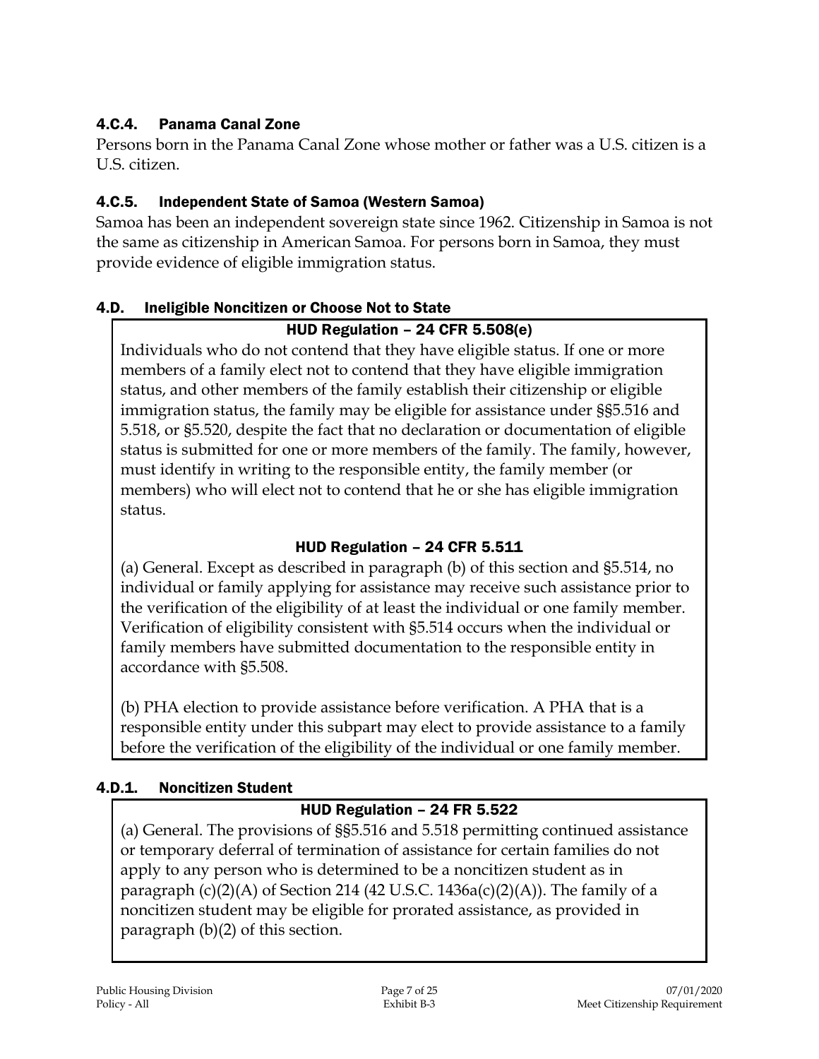### 4.C.4. Panama Canal Zone

Persons born in the Panama Canal Zone whose mother or father was a U.S. citizen is a U.S. citizen.

### 4.C.5. Independent State of Samoa (Western Samoa)

Samoa has been an independent sovereign state since 1962. Citizenship in Samoa is not the same as citizenship in American Samoa. For persons born in Samoa, they must provide evidence of eligible immigration status.

## 4.D. Ineligible Noncitizen or Choose Not to State

**HUD Regulation – 24 CFR 5.508(e)**

Individuals who do not contend that they have eligible status. If one or more members of a family elect not to contend that they have eligible immigration status, and other members of the family establish their citizenship or eligible immigration status, the family may be eligible for assistance under §§5.516 and 5.518, or §5.520, despite the fact that no declaration or documentation of eligible status is submitted for one or more members of the family. The family, however, must identify in writing to the responsible entity, the family member (or members) who will elect not to contend that he or she has eligible immigration status.

**HUD Regulation – 24 CFR 5.511**

(a) General. Except as described in paragraph (b) of this section and §5.514, no individual or family applying for assistance may receive such assistance prior to the verification of the eligibility of at least the individual or one family member. Verification of eligibility consistent with §5.514 occurs when the individual or family members have submitted documentation to the responsible entity in accordance with §5.508.

(b) PHA election to provide assistance before verification. A PHA that is a responsible entity under this subpart may elect to provide assistance to a family before the verification of the eligibility of the individual or one family member.

### 4.D.1. Noncitizen Student

**HUD Regulation – 24 FR 5.522**

(a) General. The provisions of §§5.516 and 5.518 permitting continued assistance or temporary deferral of termination of assistance for certain families do not apply to any person who is determined to be a noncitizen student as in paragraph (c)(2)(A) of Section 214 (42 U.S.C. 1436a(c)(2)(A)). The family of a noncitizen student may be eligible for prorated assistance, as provided in paragraph (b)(2) of this section.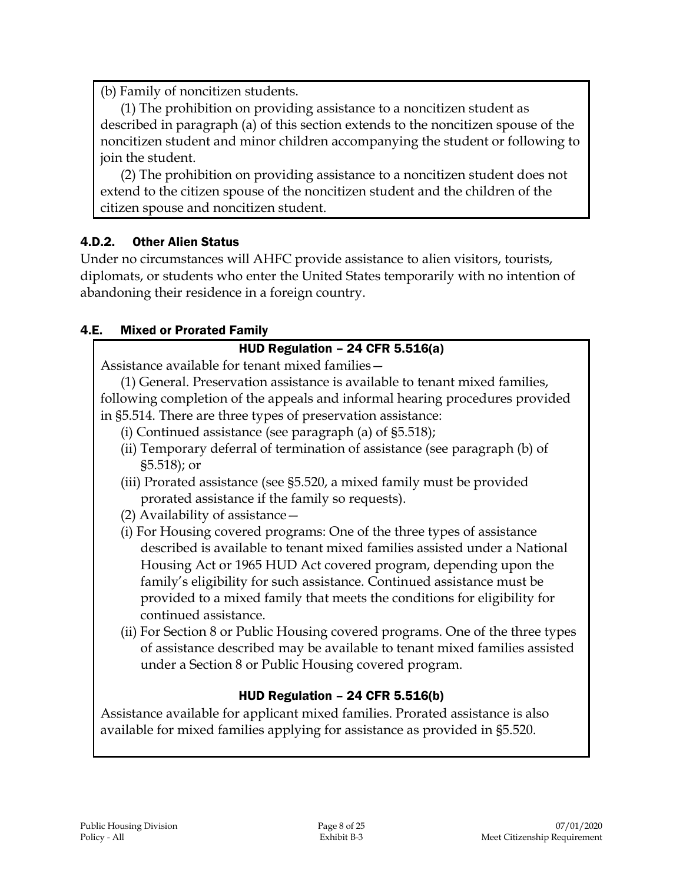(b) Family of noncitizen students.

(1) The prohibition on providing assistance to a noncitizen student as described in paragraph (a) of this section extends to the noncitizen spouse of the noncitizen student and minor children accompanying the student or following to join the student.

(2) The prohibition on providing assistance to a noncitizen student does not extend to the citizen spouse of the noncitizen student and the children of the citizen spouse and noncitizen student.

### 4.D.2. Other Alien Status

Under no circumstances will AHFC provide assistance to alien visitors, tourists, diplomats, or students who enter the United States temporarily with no intention of abandoning their residence in a foreign country.

## 4.E. Mixed or Prorated Family

**HUD Regulation – 24 CFR 5.516(a)**

Assistance available for tenant mixed families—

(1) General. Preservation assistance is available to tenant mixed families, following completion of the appeals and informal hearing procedures provided in §5.514. There are three types of preservation assistance:

- (i) Continued assistance (see paragraph (a) of §5.518);
- (ii) Temporary deferral of termination of assistance (see paragraph (b) of §5.518); or
- (iii) Prorated assistance (see §5.520, a mixed family must be provided prorated assistance if the family so requests).

(2) Availability of assistance—

- (i) For Housing covered programs: One of the three types of assistance described is available to tenant mixed families assisted under a National Housing Act or 1965 HUD Act covered program, depending upon the family's eligibility for such assistance. Continued assistance must be provided to a mixed family that meets the conditions for eligibility for continued assistance.
- (ii) For Section 8 or Public Housing covered programs. One of the three types of assistance described may be available to tenant mixed families assisted under a Section 8 or Public Housing covered program.

**HUD Regulation – 24 CFR 5.516(b)**

Assistance available for applicant mixed families. Prorated assistance is also available for mixed families applying for assistance as provided in §5.520.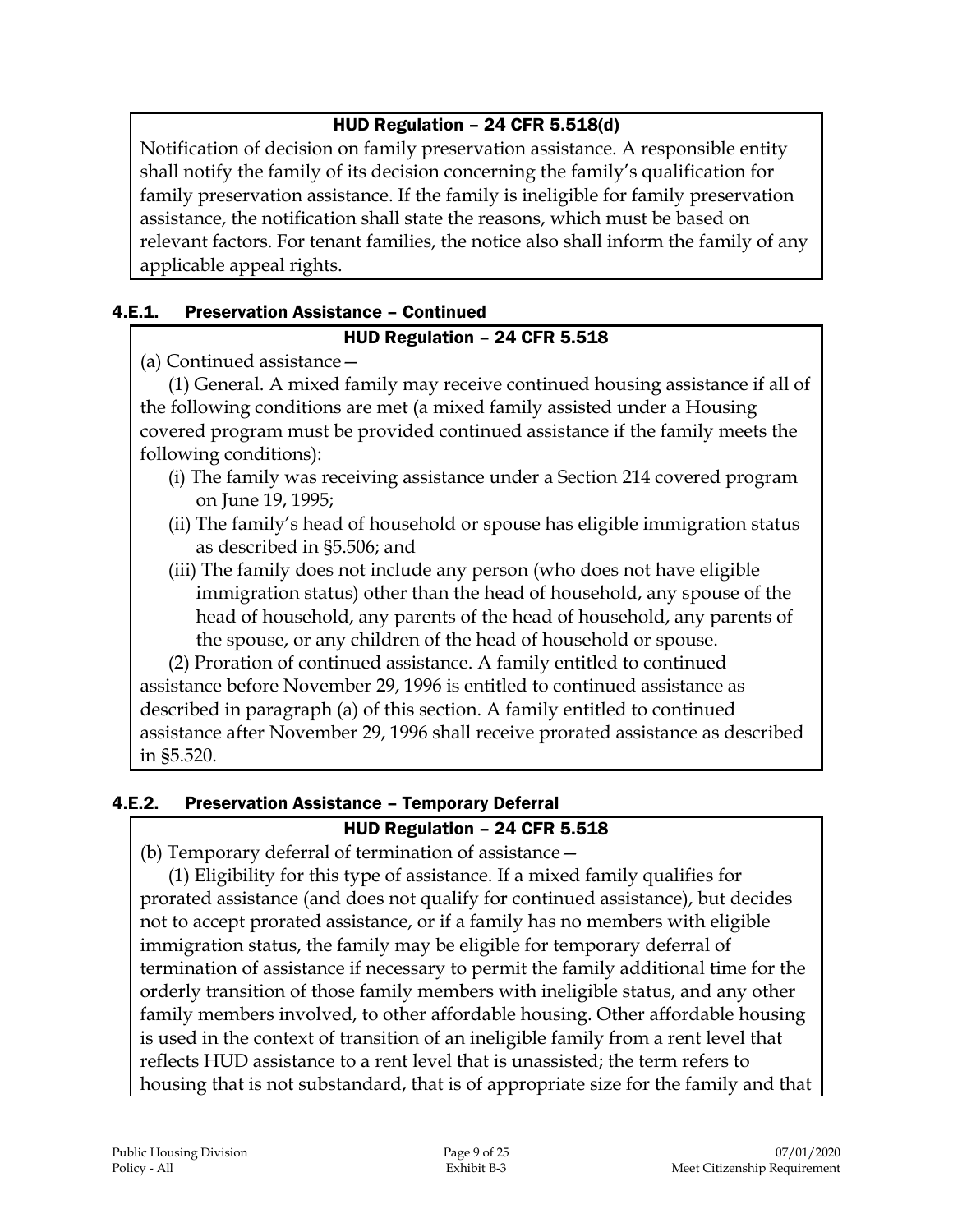**HUD Regulation – 24 CFR 5.518(d)**

Notification of decision on family preservation assistance. A responsible entity shall notify the family of its decision concerning the family's qualification for family preservation assistance. If the family is ineligible for family preservation assistance, the notification shall state the reasons, which must be based on relevant factors. For tenant families, the notice also shall inform the family of any applicable appeal rights.

### 4.E.1. Preservation Assistance – Continued

**HUD Regulation – 24 CFR 5.518**

(a) Continued assistance—

(1) General. A mixed family may receive continued housing assistance if all of the following conditions are met (a mixed family assisted under a Housing covered program must be provided continued assistance if the family meets the following conditions):

- (i) The family was receiving assistance under a Section 214 covered program on June 19, 1995;
- (ii) The family's head of household or spouse has eligible immigration status as described in §5.506; and
- (iii) The family does not include any person (who does not have eligible immigration status) other than the head of household, any spouse of the head of household, any parents of the head of household, any parents of the spouse, or any children of the head of household or spouse.

(2) Proration of continued assistance. A family entitled to continued assistance before November 29, 1996 is entitled to continued assistance as described in paragraph (a) of this section. A family entitled to continued assistance after November 29, 1996 shall receive prorated assistance as described in §5.520.

### 4.E.2. Preservation Assistance – Temporary Deferral

**HUD Regulation – 24 CFR 5.518**

(b) Temporary deferral of termination of assistance—

(1) Eligibility for this type of assistance. If a mixed family qualifies for prorated assistance (and does not qualify for continued assistance), but decides not to accept prorated assistance, or if a family has no members with eligible immigration status, the family may be eligible for temporary deferral of termination of assistance if necessary to permit the family additional time for the orderly transition of those family members with ineligible status, and any other family members involved, to other affordable housing. Other affordable housing is used in the context of transition of an ineligible family from a rent level that reflects HUD assistance to a rent level that is unassisted; the term refers to housing that is not substandard, that is of appropriate size for the family and that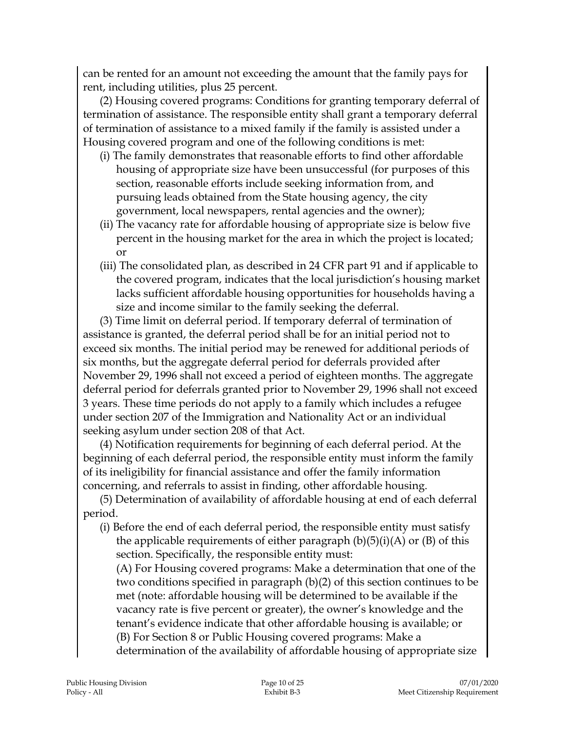can be rented for an amount not exceeding the amount that the family pays for rent, including utilities, plus 25 percent.

(2) Housing covered programs: Conditions for granting temporary deferral of termination of assistance. The responsible entity shall grant a temporary deferral of termination of assistance to a mixed family if the family is assisted under a Housing covered program and one of the following conditions is met:

- (i) The family demonstrates that reasonable efforts to find other affordable housing of appropriate size have been unsuccessful (for purposes of this section, reasonable efforts include seeking information from, and pursuing leads obtained from the State housing agency, the city government, local newspapers, rental agencies and the owner);
- (ii) The vacancy rate for affordable housing of appropriate size is below five percent in the housing market for the area in which the project is located; or
- (iii) The consolidated plan, as described in 24 CFR part 91 and if applicable to the covered program, indicates that the local jurisdiction's housing market lacks sufficient affordable housing opportunities for households having a size and income similar to the family seeking the deferral.

(3) Time limit on deferral period. If temporary deferral of termination of assistance is granted, the deferral period shall be for an initial period not to exceed six months. The initial period may be renewed for additional periods of six months, but the aggregate deferral period for deferrals provided after November 29, 1996 shall not exceed a period of eighteen months. The aggregate deferral period for deferrals granted prior to November 29, 1996 shall not exceed 3 years. These time periods do not apply to a family which includes a refugee under section 207 of the Immigration and Nationality Act or an individual seeking asylum under section 208 of that Act.

(4) Notification requirements for beginning of each deferral period. At the beginning of each deferral period, the responsible entity must inform the family of its ineligibility for financial assistance and offer the family information concerning, and referrals to assist in finding, other affordable housing.

(5) Determination of availability of affordable housing at end of each deferral period.

- (i) Before the end of each deferral period, the responsible entity must satisfy the applicable requirements of either paragraph (b)(5)(i)(A) or (B) of this section. Specifically, the responsible entity must:

  (A) For Housing covered programs: Make a determination that one of the two conditions specified in paragraph (b)(2) of this section continues to be met (note: affordable housing will be determined to be available if the vacancy rate is five percent or greater), the owner's knowledge and the tenant's evidence indicate that other affordable housing is available; or

  (B) For Section 8 or Public Housing covered programs: Make a determination of the availability of affordable housing of appropriate size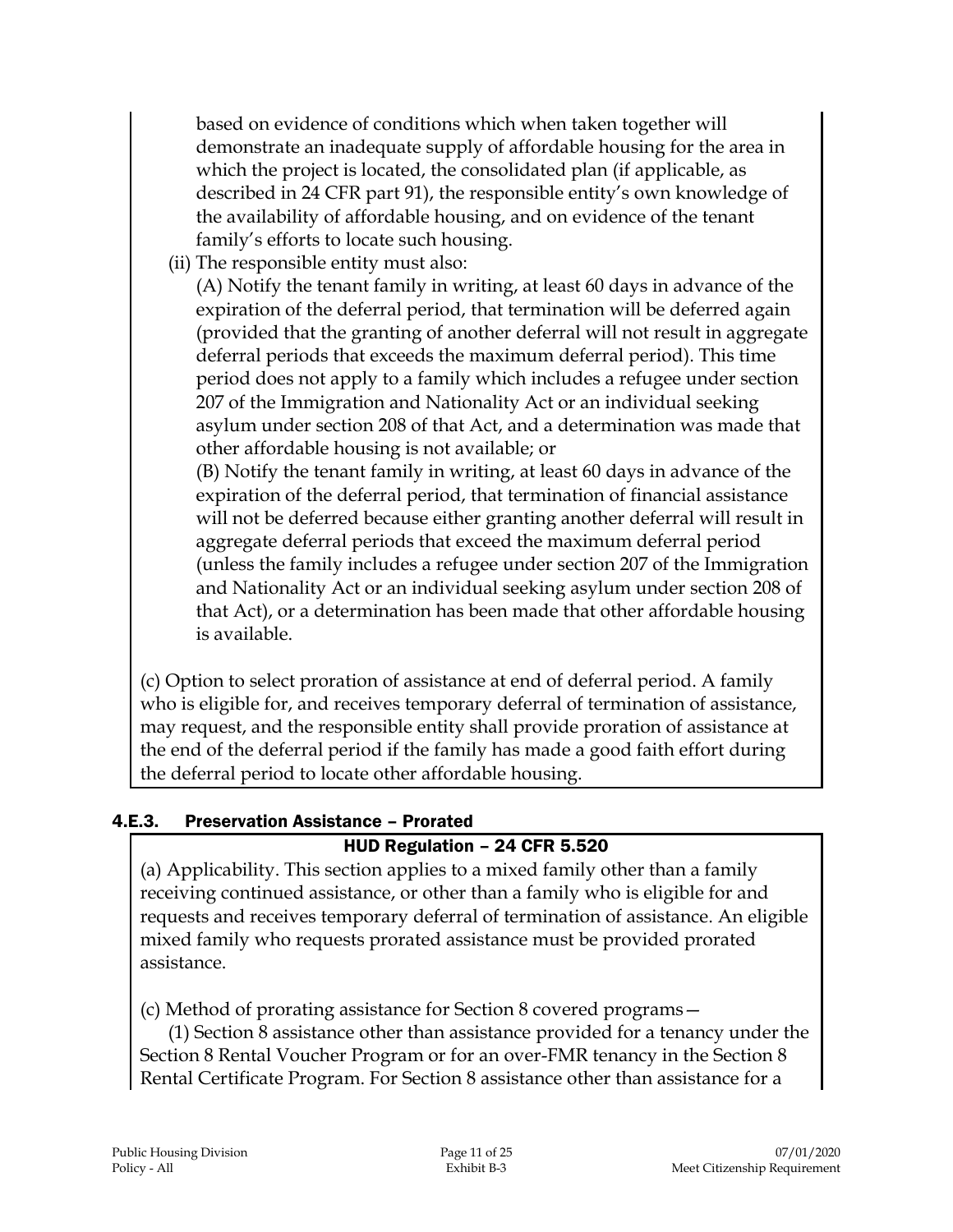based on evidence of conditions which when taken together will demonstrate an inadequate supply of affordable housing for the area in which the project is located, the consolidated plan (if applicable, as described in 24 CFR part 91), the responsible entity's own knowledge of the availability of affordable housing, and on evidence of the tenant family's efforts to locate such housing.

(ii) The responsible entity must also:

(A) Notify the tenant family in writing, at least 60 days in advance of the expiration of the deferral period, that termination will be deferred again (provided that the granting of another deferral will not result in aggregate deferral periods that exceeds the maximum deferral period). This time period does not apply to a family which includes a refugee under section 207 of the Immigration and Nationality Act or an individual seeking asylum under section 208 of that Act, and a determination was made that other affordable housing is not available; or

(B) Notify the tenant family in writing, at least 60 days in advance of the expiration of the deferral period, that termination of financial assistance will not be deferred because either granting another deferral will result in aggregate deferral periods that exceed the maximum deferral period (unless the family includes a refugee under section 207 of the Immigration and Nationality Act or an individual seeking asylum under section 208 of that Act), or a determination has been made that other affordable housing is available.

(c) Option to select proration of assistance at end of deferral period. A family who is eligible for, and receives temporary deferral of termination of assistance, may request, and the responsible entity shall provide proration of assistance at the end of the deferral period if the family has made a good faith effort during the deferral period to locate other affordable housing.

### 4.E.3. Preservation Assistance – Prorated

**HUD Regulation – 24 CFR 5.520**

(a) Applicability. This section applies to a mixed family other than a family receiving continued assistance, or other than a family who is eligible for and requests and receives temporary deferral of termination of assistance. An eligible mixed family who requests prorated assistance must be provided prorated assistance.

(c) Method of prorating assistance for Section 8 covered programs—

(1) Section 8 assistance other than assistance provided for a tenancy under the Section 8 Rental Voucher Program or for an over-FMR tenancy in the Section 8 Rental Certificate Program. For Section 8 assistance other than assistance for a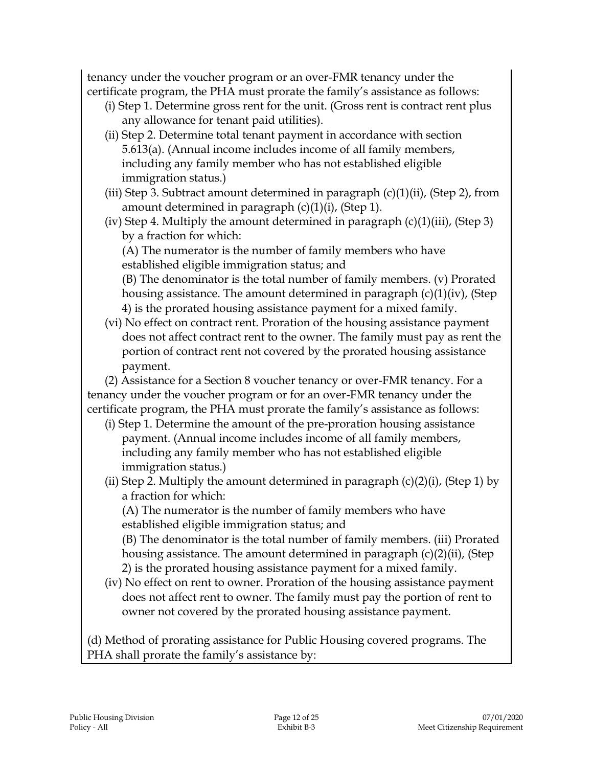tenancy under the voucher program or an over-FMR tenancy under the certificate program, the PHA must prorate the family's assistance as follows:

(i) Step 1. Determine gross rent for the unit. (Gross rent is contract rent plus any allowance for tenant paid utilities).

(ii) Step 2. Determine total tenant payment in accordance with section 5.613(a). (Annual income includes income of all family members, including any family member who has not established eligible immigration status.)

(iii) Step 3. Subtract amount determined in paragraph (c)(1)(ii), (Step 2), from amount determined in paragraph (c)(1)(i), (Step 1).

(iv) Step 4. Multiply the amount determined in paragraph (c)(1)(iii), (Step 3) by a fraction for which:

(A) The numerator is the number of family members who have established eligible immigration status; and

(B) The denominator is the total number of family members. (v) Prorated housing assistance. The amount determined in paragraph (c)(1)(iv), (Step 4) is the prorated housing assistance payment for a mixed family.

(vi) No effect on contract rent. Proration of the housing assistance payment does not affect contract rent to the owner. The family must pay as rent the portion of contract rent not covered by the prorated housing assistance payment.

(2) Assistance for a Section 8 voucher tenancy or over-FMR tenancy. For a tenancy under the voucher program or for an over-FMR tenancy under the certificate program, the PHA must prorate the family's assistance as follows:

(i) Step 1. Determine the amount of the pre-proration housing assistance payment. (Annual income includes income of all family members, including any family member who has not established eligible immigration status.)

(ii) Step 2. Multiply the amount determined in paragraph (c)(2)(i), (Step 1) by a fraction for which:

(A) The numerator is the number of family members who have established eligible immigration status; and

(B) The denominator is the total number of family members. (iii) Prorated housing assistance. The amount determined in paragraph (c)(2)(ii), (Step 2) is the prorated housing assistance payment for a mixed family.

(iv) No effect on rent to owner. Proration of the housing assistance payment does not affect rent to owner. The family must pay the portion of rent to owner not covered by the prorated housing assistance payment.

(d) Method of prorating assistance for Public Housing covered programs. The PHA shall prorate the family's assistance by: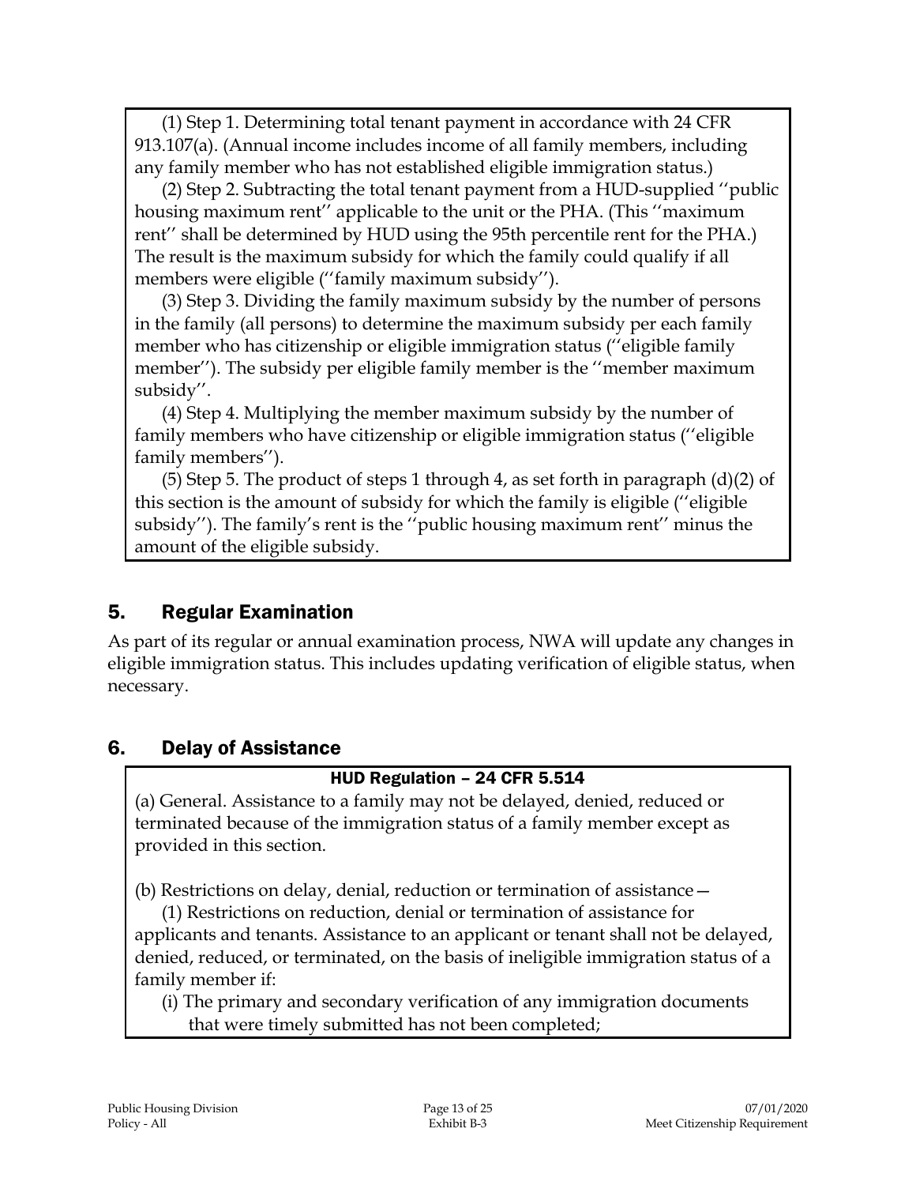(1) Step 1. Determining total tenant payment in accordance with 24 CFR 913.107(a). (Annual income includes income of all family members, including any family member who has not established eligible immigration status.)

(2) Step 2. Subtracting the total tenant payment from a HUD-supplied ''public housing maximum rent'' applicable to the unit or the PHA. (This ''maximum rent'' shall be determined by HUD using the 95th percentile rent for the PHA.) The result is the maximum subsidy for which the family could qualify if all members were eligible (''family maximum subsidy'').

(3) Step 3. Dividing the family maximum subsidy by the number of persons in the family (all persons) to determine the maximum subsidy per each family member who has citizenship or eligible immigration status (''eligible family member''). The subsidy per eligible family member is the ''member maximum subsidy''.

(4) Step 4. Multiplying the member maximum subsidy by the number of family members who have citizenship or eligible immigration status (''eligible family members'').

(5) Step 5. The product of steps 1 through 4, as set forth in paragraph (d)(2) of this section is the amount of subsidy for which the family is eligible (''eligible subsidy''). The family's rent is the ''public housing maximum rent'' minus the amount of the eligible subsidy.

## 5. Regular Examination

As part of its regular or annual examination process, NWA will update any changes in eligible immigration status. This includes updating verification of eligible status, when necessary.

## 6. Delay of Assistance

**HUD Regulation – 24 CFR 5.514**

(a) General. Assistance to a family may not be delayed, denied, reduced or terminated because of the immigration status of a family member except as provided in this section.

(b) Restrictions on delay, denial, reduction or termination of assistance—

(1) Restrictions on reduction, denial or termination of assistance for applicants and tenants. Assistance to an applicant or tenant shall not be delayed, denied, reduced, or terminated, on the basis of ineligible immigration status of a family member if:

(i) The primary and secondary verification of any immigration documents that were timely submitted has not been completed;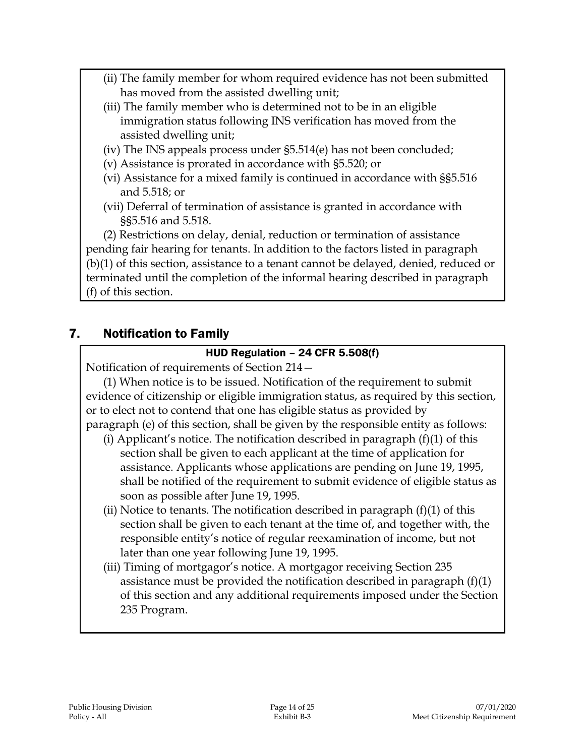(ii) The family member for whom required evidence has not been submitted has moved from the assisted dwelling unit;

(iii) The family member who is determined not to be in an eligible immigration status following INS verification has moved from the assisted dwelling unit;

(iv) The INS appeals process under §5.514(e) has not been concluded;

(v) Assistance is prorated in accordance with §5.520; or

(vi) Assistance for a mixed family is continued in accordance with §§5.516 and 5.518; or

(vii) Deferral of termination of assistance is granted in accordance with §§5.516 and 5.518.

(2) Restrictions on delay, denial, reduction or termination of assistance pending fair hearing for tenants. In addition to the factors listed in paragraph (b)(1) of this section, assistance to a tenant cannot be delayed, denied, reduced or terminated until the completion of the informal hearing described in paragraph (f) of this section.

## 7. Notification to Family

**HUD Regulation – 24 CFR 5.508(f)**

Notification of requirements of Section 214—

(1) When notice is to be issued. Notification of the requirement to submit evidence of citizenship or eligible immigration status, as required by this section, or to elect not to contend that one has eligible status as provided by paragraph (e) of this section, shall be given by the responsible entity as follows:

(i) Applicant's notice. The notification described in paragraph (f)(1) of this section shall be given to each applicant at the time of application for assistance. Applicants whose applications are pending on June 19, 1995, shall be notified of the requirement to submit evidence of eligible status as soon as possible after June 19, 1995.

(ii) Notice to tenants. The notification described in paragraph (f)(1) of this section shall be given to each tenant at the time of, and together with, the responsible entity's notice of regular reexamination of income, but not later than one year following June 19, 1995.

(iii) Timing of mortgagor's notice. A mortgagor receiving Section 235 assistance must be provided the notification described in paragraph (f)(1) of this section and any additional requirements imposed under the Section 235 Program.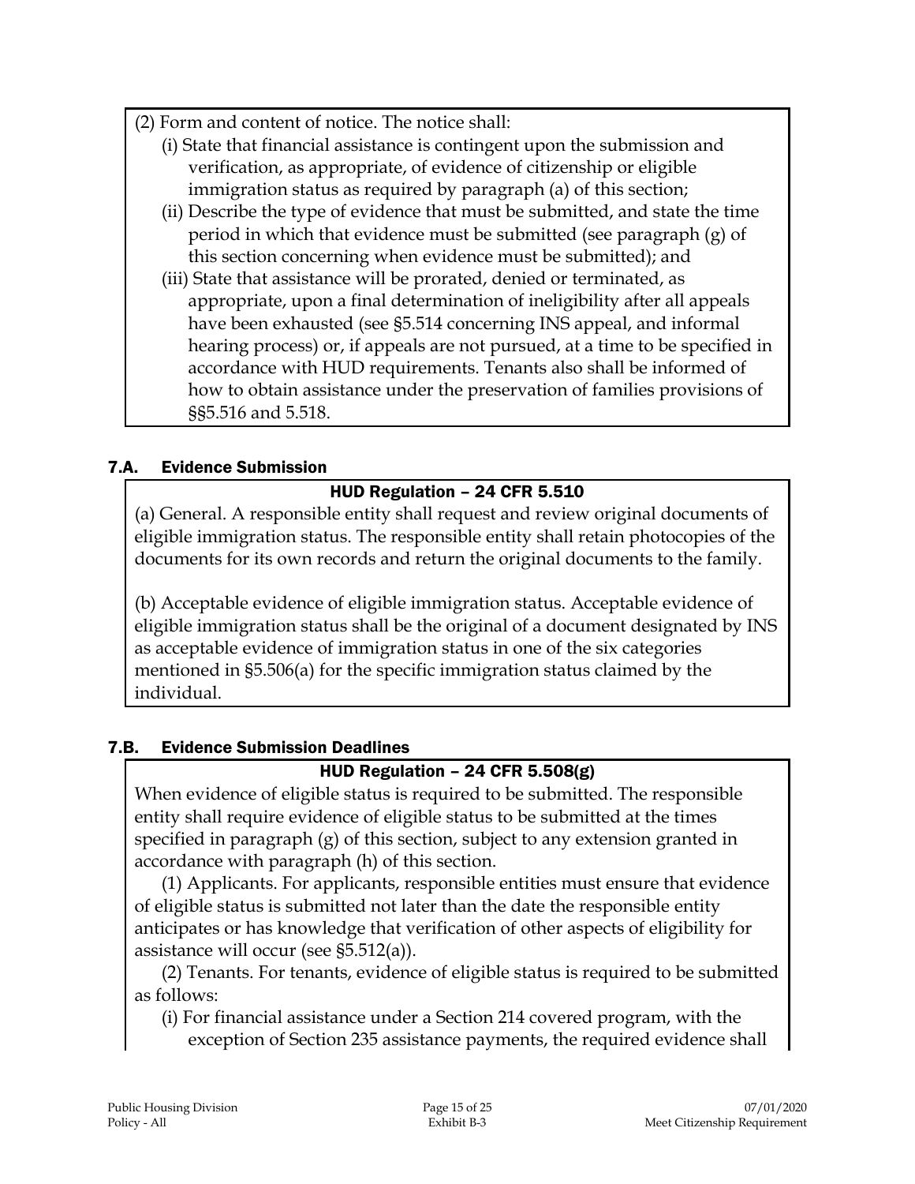(2) Form and content of notice. The notice shall:

(i) State that financial assistance is contingent upon the submission and verification, as appropriate, of evidence of citizenship or eligible immigration status as required by paragraph (a) of this section;

(ii) Describe the type of evidence that must be submitted, and state the time period in which that evidence must be submitted (see paragraph (g) of this section concerning when evidence must be submitted); and

(iii) State that assistance will be prorated, denied or terminated, as appropriate, upon a final determination of ineligibility after all appeals have been exhausted (see §5.514 concerning INS appeal, and informal hearing process) or, if appeals are not pursued, at a time to be specified in accordance with HUD requirements. Tenants also shall be informed of how to obtain assistance under the preservation of families provisions of §§5.516 and 5.518.

## 7.A. Evidence Submission

**HUD Regulation – 24 CFR 5.510**

(a) General. A responsible entity shall request and review original documents of eligible immigration status. The responsible entity shall retain photocopies of the documents for its own records and return the original documents to the family.

(b) Acceptable evidence of eligible immigration status. Acceptable evidence of eligible immigration status shall be the original of a document designated by INS as acceptable evidence of immigration status in one of the six categories mentioned in §5.506(a) for the specific immigration status claimed by the individual.

## 7.B. Evidence Submission Deadlines

**HUD Regulation – 24 CFR 5.508(g)**

When evidence of eligible status is required to be submitted. The responsible entity shall require evidence of eligible status to be submitted at the times specified in paragraph (g) of this section, subject to any extension granted in accordance with paragraph (h) of this section.

(1) Applicants. For applicants, responsible entities must ensure that evidence of eligible status is submitted not later than the date the responsible entity anticipates or has knowledge that verification of other aspects of eligibility for assistance will occur (see §5.512(a)).

(2) Tenants. For tenants, evidence of eligible status is required to be submitted as follows:

(i) For financial assistance under a Section 214 covered program, with the exception of Section 235 assistance payments, the required evidence shall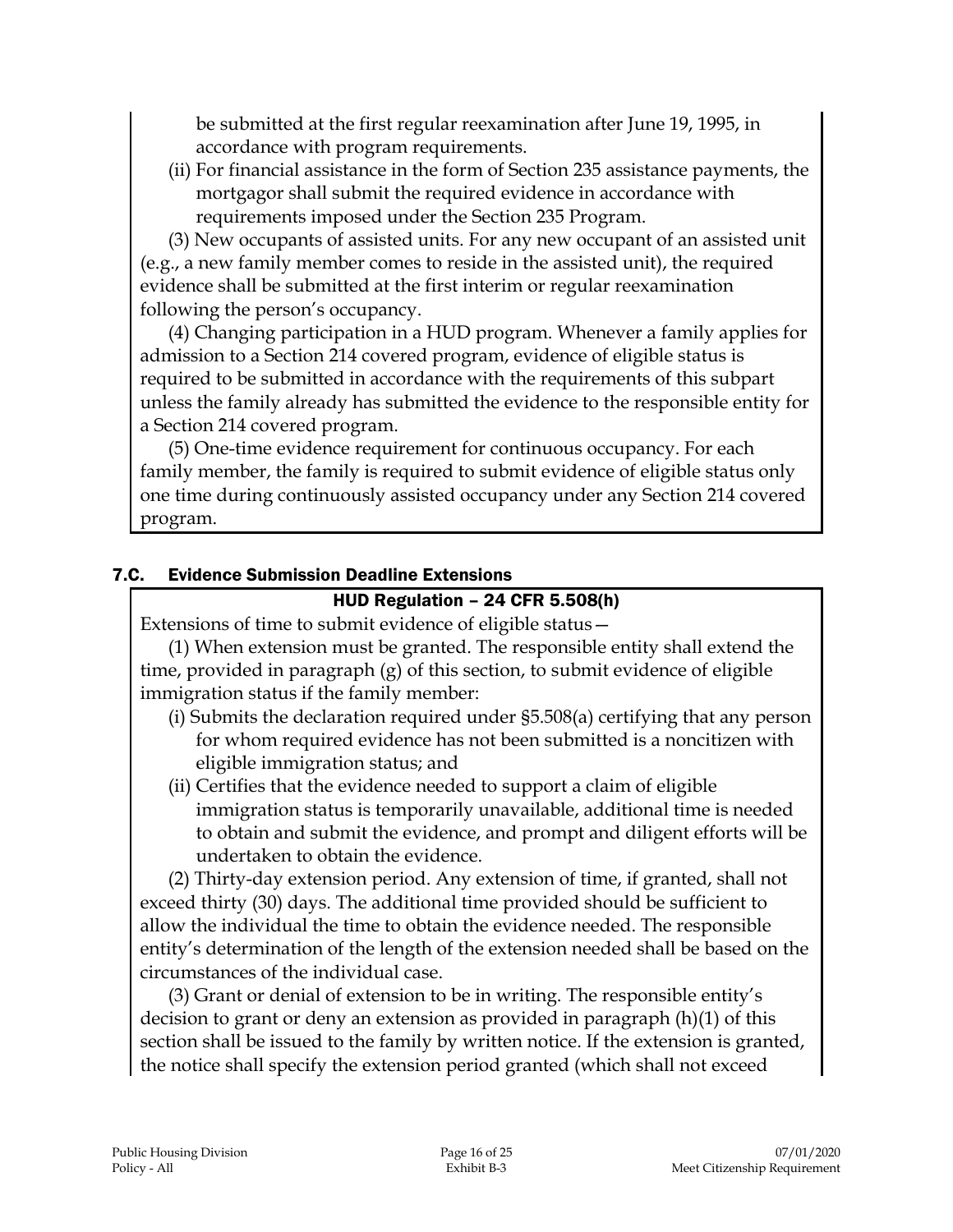be submitted at the first regular reexamination after June 19, 1995, in accordance with program requirements.

(ii) For financial assistance in the form of Section 235 assistance payments, the mortgagor shall submit the required evidence in accordance with requirements imposed under the Section 235 Program.

(3) New occupants of assisted units. For any new occupant of an assisted unit (e.g., a new family member comes to reside in the assisted unit), the required evidence shall be submitted at the first interim or regular reexamination following the person's occupancy.

(4) Changing participation in a HUD program. Whenever a family applies for admission to a Section 214 covered program, evidence of eligible status is required to be submitted in accordance with the requirements of this subpart unless the family already has submitted the evidence to the responsible entity for a Section 214 covered program.

(5) One-time evidence requirement for continuous occupancy. For each family member, the family is required to submit evidence of eligible status only one time during continuously assisted occupancy under any Section 214 covered program.

## 7.C. Evidence Submission Deadline Extensions

**HUD Regulation – 24 CFR 5.508(h)**

Extensions of time to submit evidence of eligible status—

(1) When extension must be granted. The responsible entity shall extend the time, provided in paragraph (g) of this section, to submit evidence of eligible immigration status if the family member:

(i) Submits the declaration required under §5.508(a) certifying that any person for whom required evidence has not been submitted is a noncitizen with eligible immigration status; and

(ii) Certifies that the evidence needed to support a claim of eligible immigration status is temporarily unavailable, additional time is needed to obtain and submit the evidence, and prompt and diligent efforts will be undertaken to obtain the evidence.

(2) Thirty-day extension period. Any extension of time, if granted, shall not exceed thirty (30) days. The additional time provided should be sufficient to allow the individual the time to obtain the evidence needed. The responsible entity's determination of the length of the extension needed shall be based on the circumstances of the individual case.

(3) Grant or denial of extension to be in writing. The responsible entity's decision to grant or deny an extension as provided in paragraph (h)(1) of this section shall be issued to the family by written notice. If the extension is granted, the notice shall specify the extension period granted (which shall not exceed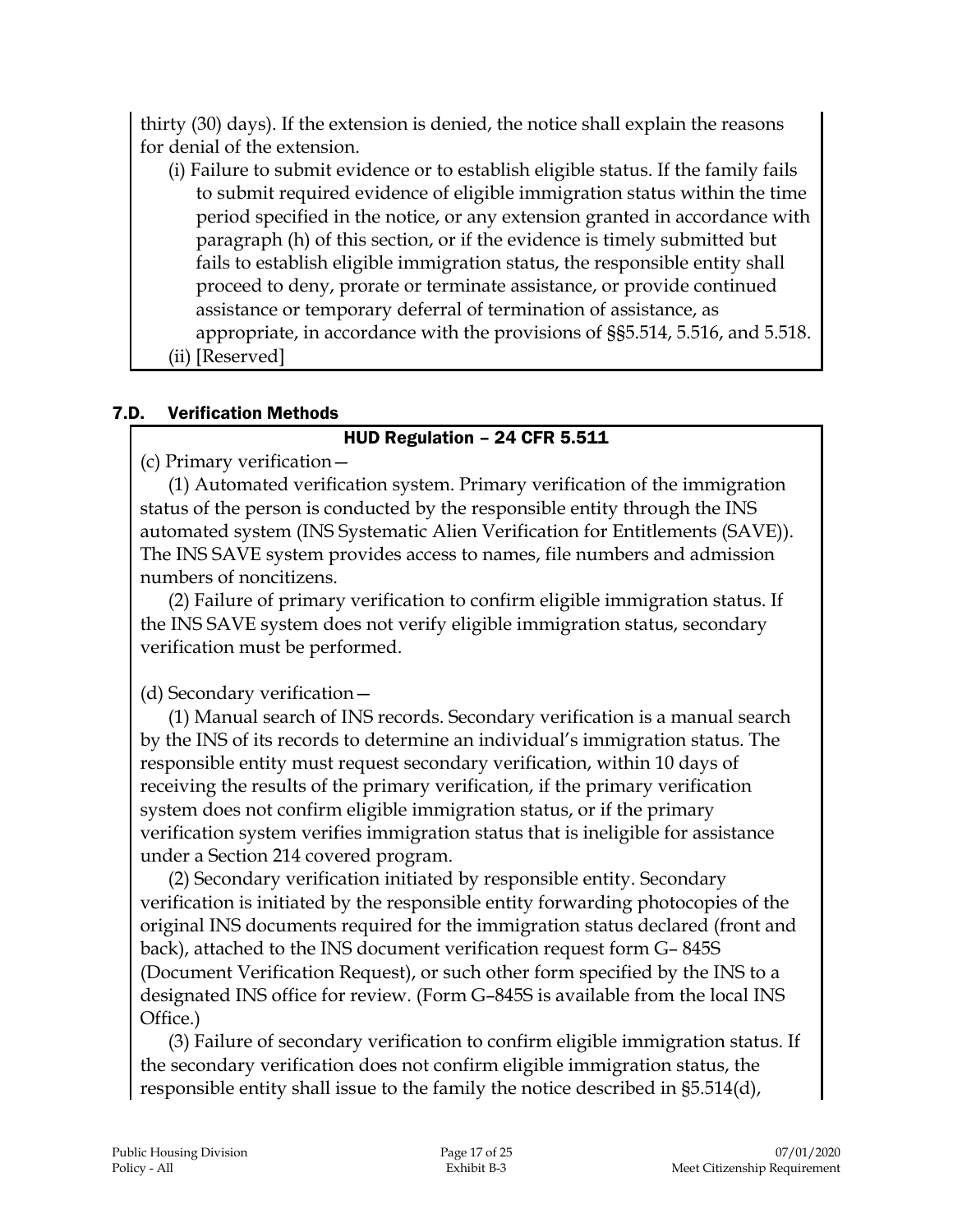thirty (30) days). If the extension is denied, the notice shall explain the reasons for denial of the extension.

(i) Failure to submit evidence or to establish eligible status. If the family fails to submit required evidence of eligible immigration status within the time period specified in the notice, or any extension granted in accordance with paragraph (h) of this section, or if the evidence is timely submitted but fails to establish eligible immigration status, the responsible entity shall proceed to deny, prorate or terminate assistance, or provide continued assistance or temporary deferral of termination of assistance, as appropriate, in accordance with the provisions of §§5.514, 5.516, and 5.518.

(ii) [Reserved]

## 7.D. Verification Methods

### HUD Regulation – 24 CFR 5.511

(c) Primary verification—

(1) Automated verification system. Primary verification of the immigration status of the person is conducted by the responsible entity through the INS automated system (INS Systematic Alien Verification for Entitlements (SAVE)). The INS SAVE system provides access to names, file numbers and admission numbers of noncitizens.

(2) Failure of primary verification to confirm eligible immigration status. If the INS SAVE system does not verify eligible immigration status, secondary verification must be performed.

(d) Secondary verification—

(1) Manual search of INS records. Secondary verification is a manual search by the INS of its records to determine an individual's immigration status. The responsible entity must request secondary verification, within 10 days of receiving the results of the primary verification, if the primary verification system does not confirm eligible immigration status, or if the primary verification system verifies immigration status that is ineligible for assistance under a Section 214 covered program.

(2) Secondary verification initiated by responsible entity. Secondary verification is initiated by the responsible entity forwarding photocopies of the original INS documents required for the immigration status declared (front and back), attached to the INS document verification request form G– 845S (Document Verification Request), or such other form specified by the INS to a designated INS office for review. (Form G–845S is available from the local INS Office.)

(3) Failure of secondary verification to confirm eligible immigration status. If the secondary verification does not confirm eligible immigration status, the responsible entity shall issue to the family the notice described in §5.514(d),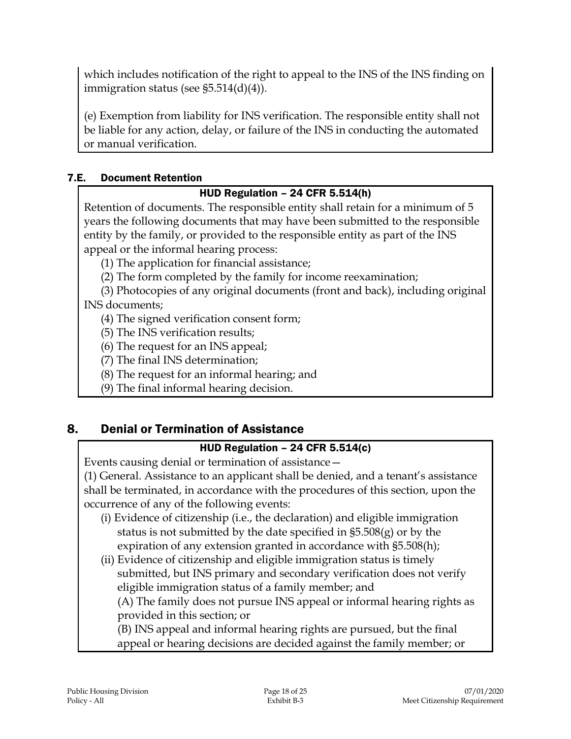which includes notification of the right to appeal to the INS of the INS finding on immigration status (see §5.514(d)(4)).

(e) Exemption from liability for INS verification. The responsible entity shall not be liable for any action, delay, or failure of the INS in conducting the automated or manual verification.

### 7.E. Document Retention

**HUD Regulation – 24 CFR 5.514(h)**

Retention of documents. The responsible entity shall retain for a minimum of 5 years the following documents that may have been submitted to the responsible entity by the family, or provided to the responsible entity as part of the INS appeal or the informal hearing process:

(1) The application for financial assistance;

(2) The form completed by the family for income reexamination;

(3) Photocopies of any original documents (front and back), including original INS documents;

(4) The signed verification consent form;

(5) The INS verification results;

(6) The request for an INS appeal;

(7) The final INS determination;

(8) The request for an informal hearing; and

(9) The final informal hearing decision.

## 8. Denial or Termination of Assistance

**HUD Regulation – 24 CFR 5.514(c)**

Events causing denial or termination of assistance—

(1) General. Assistance to an applicant shall be denied, and a tenant's assistance shall be terminated, in accordance with the procedures of this section, upon the occurrence of any of the following events:

(i) Evidence of citizenship (i.e., the declaration) and eligible immigration status is not submitted by the date specified in §5.508(g) or by the expiration of any extension granted in accordance with §5.508(h);

(ii) Evidence of citizenship and eligible immigration status is timely submitted, but INS primary and secondary verification does not verify eligible immigration status of a family member; and

(A) The family does not pursue INS appeal or informal hearing rights as provided in this section; or

(B) INS appeal and informal hearing rights are pursued, but the final appeal or hearing decisions are decided against the family member; or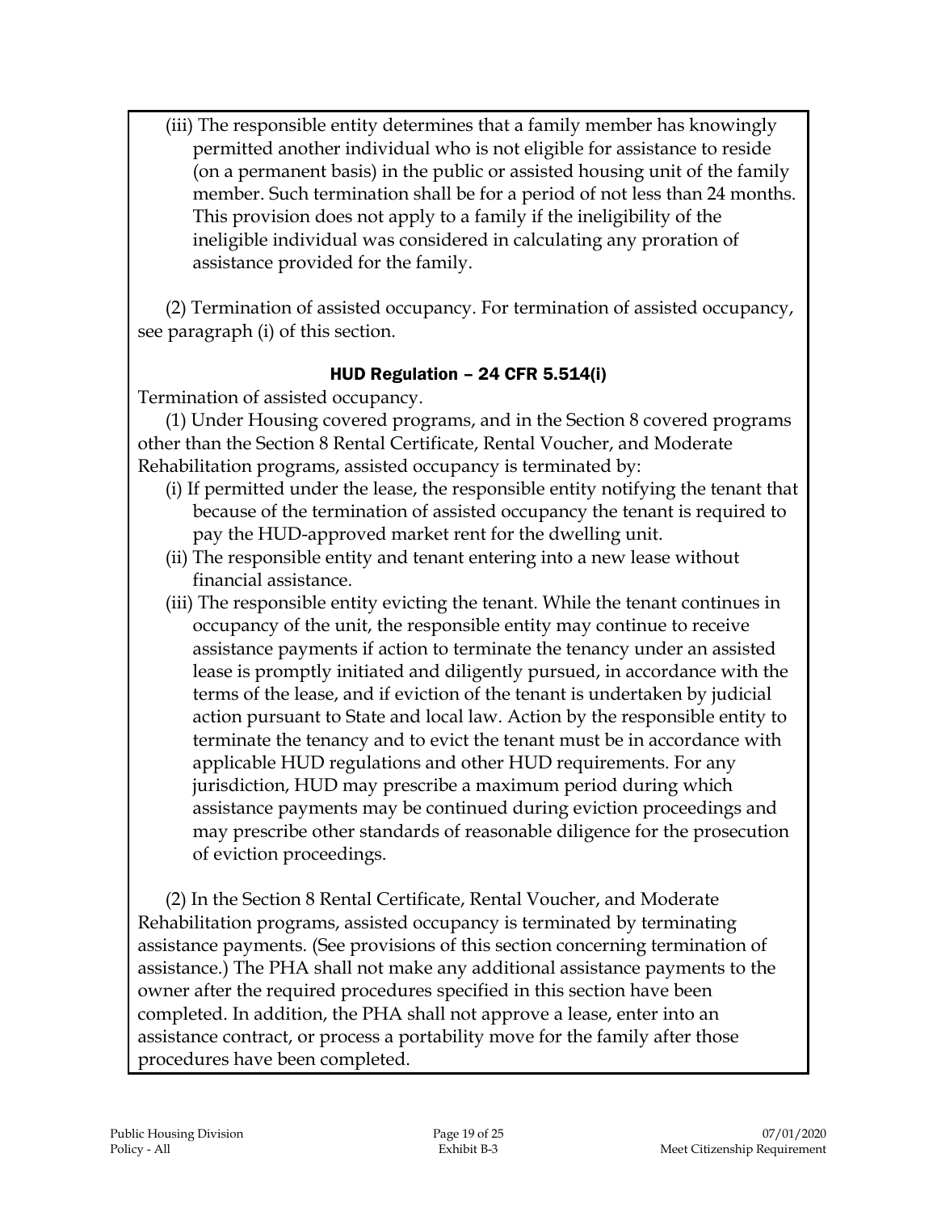(iii) The responsible entity determines that a family member has knowingly permitted another individual who is not eligible for assistance to reside (on a permanent basis) in the public or assisted housing unit of the family member. Such termination shall be for a period of not less than 24 months. This provision does not apply to a family if the ineligibility of the ineligible individual was considered in calculating any proration of assistance provided for the family.

(2) Termination of assisted occupancy. For termination of assisted occupancy, see paragraph (i) of this section.

### HUD Regulation – 24 CFR 5.514(i)

Termination of assisted occupancy.

(1) Under Housing covered programs, and in the Section 8 covered programs other than the Section 8 Rental Certificate, Rental Voucher, and Moderate Rehabilitation programs, assisted occupancy is terminated by:

(i) If permitted under the lease, the responsible entity notifying the tenant that because of the termination of assisted occupancy the tenant is required to pay the HUD-approved market rent for the dwelling unit.

(ii) The responsible entity and tenant entering into a new lease without financial assistance.

(iii) The responsible entity evicting the tenant. While the tenant continues in occupancy of the unit, the responsible entity may continue to receive assistance payments if action to terminate the tenancy under an assisted lease is promptly initiated and diligently pursued, in accordance with the terms of the lease, and if eviction of the tenant is undertaken by judicial action pursuant to State and local law. Action by the responsible entity to terminate the tenancy and to evict the tenant must be in accordance with applicable HUD regulations and other HUD requirements. For any jurisdiction, HUD may prescribe a maximum period during which assistance payments may be continued during eviction proceedings and may prescribe other standards of reasonable diligence for the prosecution of eviction proceedings.

(2) In the Section 8 Rental Certificate, Rental Voucher, and Moderate Rehabilitation programs, assisted occupancy is terminated by terminating assistance payments. (See provisions of this section concerning termination of assistance.) The PHA shall not make any additional assistance payments to the owner after the required procedures specified in this section have been completed. In addition, the PHA shall not approve a lease, enter into an assistance contract, or process a portability move for the family after those procedures have been completed.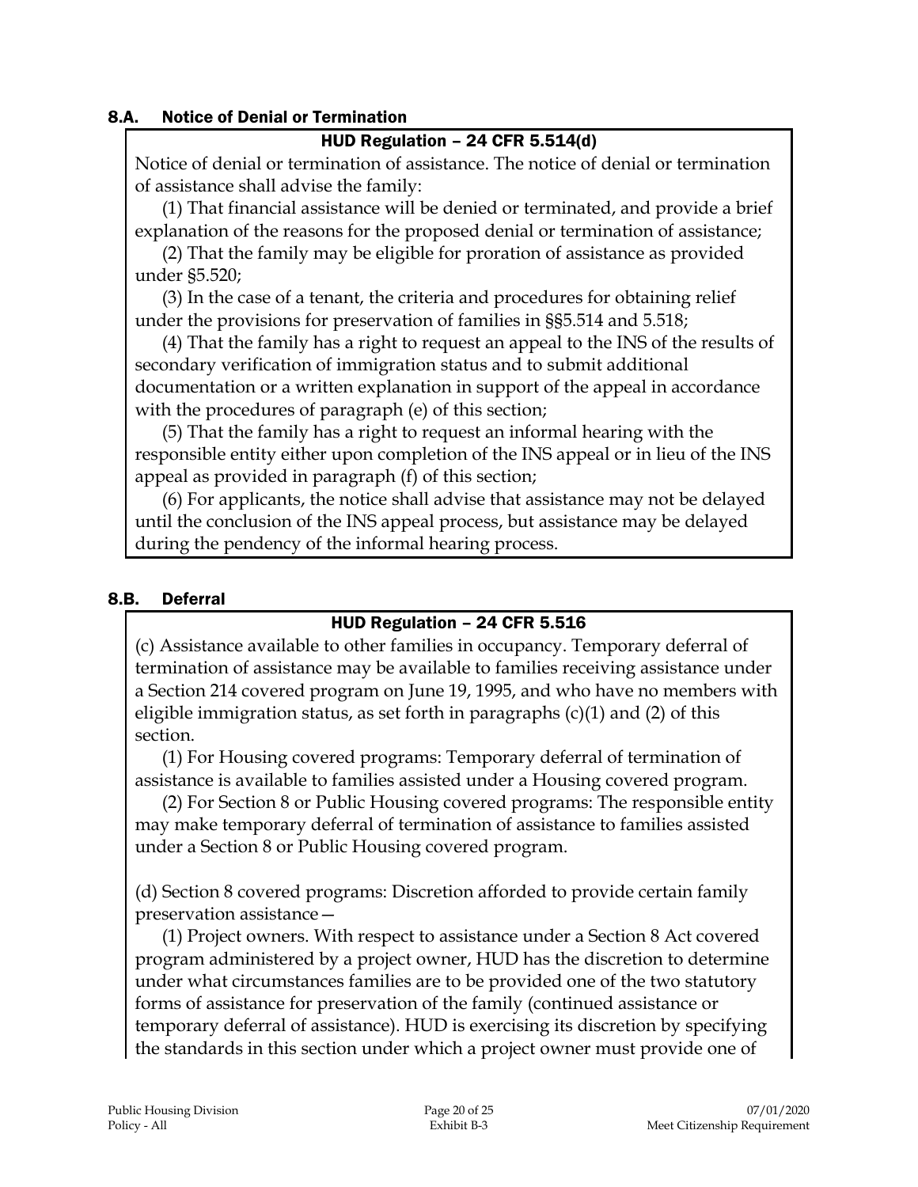### 8.A. Notice of Denial or Termination

**HUD Regulation – 24 CFR 5.514(d)**

Notice of denial or termination of assistance. The notice of denial or termination of assistance shall advise the family:

(1) That financial assistance will be denied or terminated, and provide a brief explanation of the reasons for the proposed denial or termination of assistance;

(2) That the family may be eligible for proration of assistance as provided under §5.520;

(3) In the case of a tenant, the criteria and procedures for obtaining relief under the provisions for preservation of families in §§5.514 and 5.518;

(4) That the family has a right to request an appeal to the INS of the results of secondary verification of immigration status and to submit additional documentation or a written explanation in support of the appeal in accordance with the procedures of paragraph (e) of this section;

(5) That the family has a right to request an informal hearing with the responsible entity either upon completion of the INS appeal or in lieu of the INS appeal as provided in paragraph (f) of this section;

(6) For applicants, the notice shall advise that assistance may not be delayed until the conclusion of the INS appeal process, but assistance may be delayed during the pendency of the informal hearing process.

### 8.B. Deferral

**HUD Regulation – 24 CFR 5.516**

(c) Assistance available to other families in occupancy. Temporary deferral of termination of assistance may be available to families receiving assistance under a Section 214 covered program on June 19, 1995, and who have no members with eligible immigration status, as set forth in paragraphs (c)(1) and (2) of this section.

(1) For Housing covered programs: Temporary deferral of termination of assistance is available to families assisted under a Housing covered program.

(2) For Section 8 or Public Housing covered programs: The responsible entity may make temporary deferral of termination of assistance to families assisted under a Section 8 or Public Housing covered program.

(d) Section 8 covered programs: Discretion afforded to provide certain family preservation assistance—

(1) Project owners. With respect to assistance under a Section 8 Act covered program administered by a project owner, HUD has the discretion to determine under what circumstances families are to be provided one of the two statutory forms of assistance for preservation of the family (continued assistance or temporary deferral of assistance). HUD is exercising its discretion by specifying the standards in this section under which a project owner must provide one of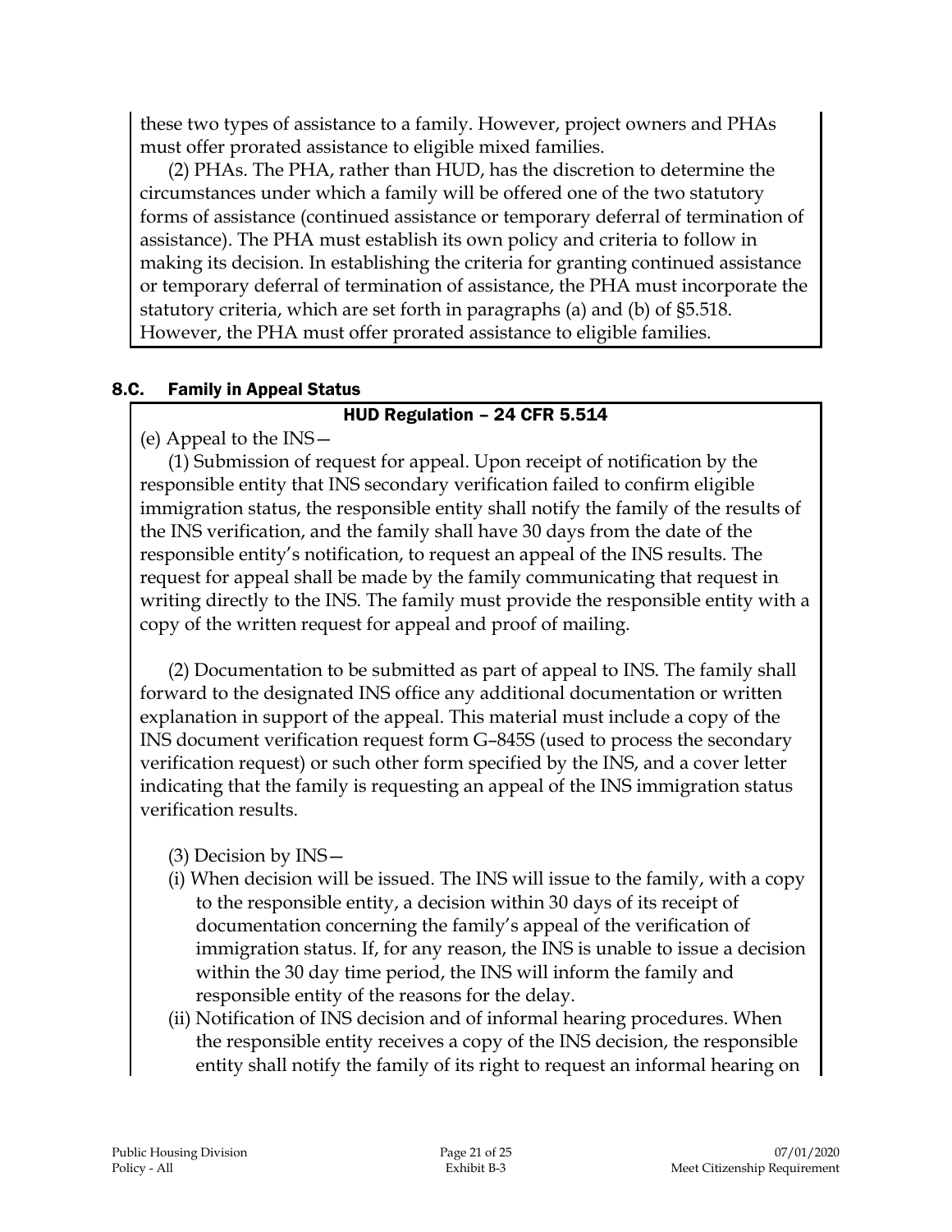these two types of assistance to a family. However, project owners and PHAs must offer prorated assistance to eligible mixed families.

(2) PHAs. The PHA, rather than HUD, has the discretion to determine the circumstances under which a family will be offered one of the two statutory forms of assistance (continued assistance or temporary deferral of termination of assistance). The PHA must establish its own policy and criteria to follow in making its decision. In establishing the criteria for granting continued assistance or temporary deferral of termination of assistance, the PHA must incorporate the statutory criteria, which are set forth in paragraphs (a) and (b) of §5.518. However, the PHA must offer prorated assistance to eligible families.

## 8.C. Family in Appeal Status

### HUD Regulation – 24 CFR 5.514

(e) Appeal to the INS—

(1) Submission of request for appeal. Upon receipt of notification by the responsible entity that INS secondary verification failed to confirm eligible immigration status, the responsible entity shall notify the family of the results of the INS verification, and the family shall have 30 days from the date of the responsible entity's notification, to request an appeal of the INS results. The request for appeal shall be made by the family communicating that request in writing directly to the INS. The family must provide the responsible entity with a copy of the written request for appeal and proof of mailing.

(2) Documentation to be submitted as part of appeal to INS. The family shall forward to the designated INS office any additional documentation or written explanation in support of the appeal. This material must include a copy of the INS document verification request form G–845S (used to process the secondary verification request) or such other form specified by the INS, and a cover letter indicating that the family is requesting an appeal of the INS immigration status verification results.

(3) Decision by INS—

(i) When decision will be issued. The INS will issue to the family, with a copy to the responsible entity, a decision within 30 days of its receipt of documentation concerning the family's appeal of the verification of immigration status. If, for any reason, the INS is unable to issue a decision within the 30 day time period, the INS will inform the family and responsible entity of the reasons for the delay.

(ii) Notification of INS decision and of informal hearing procedures. When the responsible entity receives a copy of the INS decision, the responsible entity shall notify the family of its right to request an informal hearing on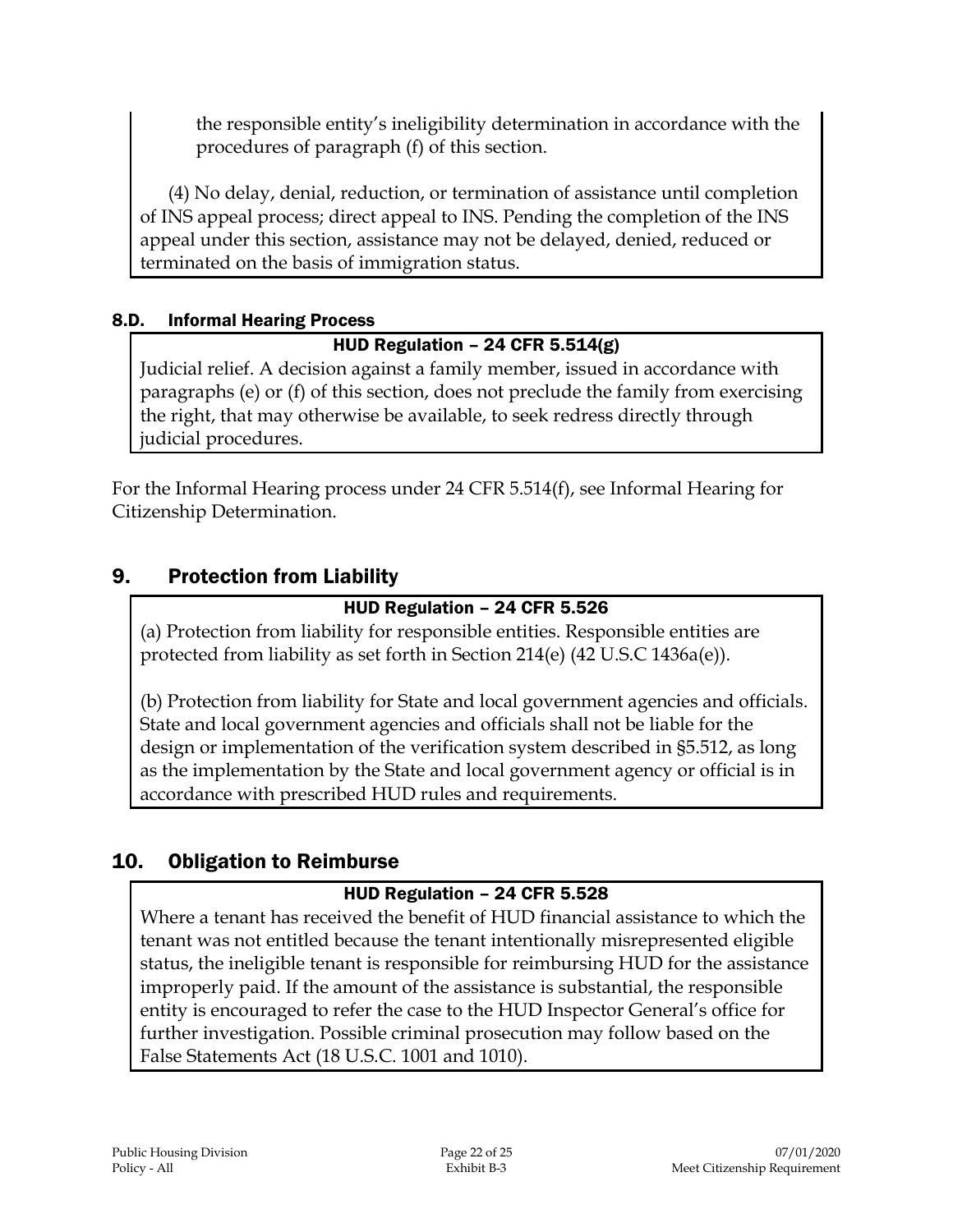the responsible entity's ineligibility determination in accordance with the procedures of paragraph (f) of this section.

(4) No delay, denial, reduction, or termination of assistance until completion of INS appeal process; direct appeal to INS. Pending the completion of the INS appeal under this section, assistance may not be delayed, denied, reduced or terminated on the basis of immigration status.

### 8.D. Informal Hearing Process

**HUD Regulation – 24 CFR 5.514(g)**

Judicial relief. A decision against a family member, issued in accordance with paragraphs (e) or (f) of this section, does not preclude the family from exercising the right, that may otherwise be available, to seek redress directly through judicial procedures.

For the Informal Hearing process under 24 CFR 5.514(f), see Informal Hearing for Citizenship Determination.

## 9. Protection from Liability

**HUD Regulation – 24 CFR 5.526**

(a) Protection from liability for responsible entities. Responsible entities are protected from liability as set forth in Section 214(e) (42 U.S.C 1436a(e)).

(b) Protection from liability for State and local government agencies and officials. State and local government agencies and officials shall not be liable for the design or implementation of the verification system described in §5.512, as long as the implementation by the State and local government agency or official is in accordance with prescribed HUD rules and requirements.

## 10. Obligation to Reimburse

**HUD Regulation – 24 CFR 5.528**

Where a tenant has received the benefit of HUD financial assistance to which the tenant was not entitled because the tenant intentionally misrepresented eligible status, the ineligible tenant is responsible for reimbursing HUD for the assistance improperly paid. If the amount of the assistance is substantial, the responsible entity is encouraged to refer the case to the HUD Inspector General's office for further investigation. Possible criminal prosecution may follow based on the False Statements Act (18 U.S.C. 1001 and 1010).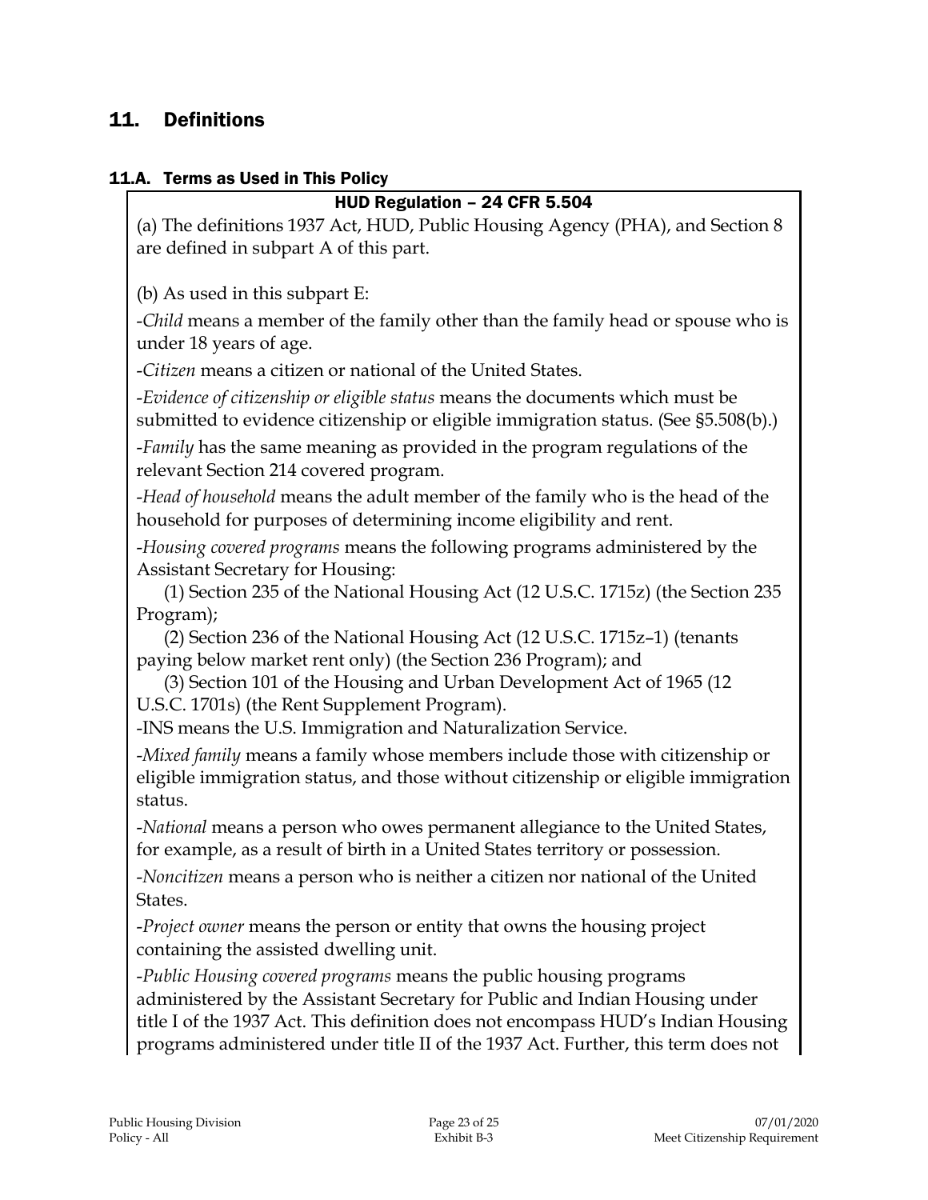## 11. Definitions

### 11.A. Terms as Used in This Policy

**HUD Regulation – 24 CFR 5.504**

(a) The definitions 1937 Act, HUD, Public Housing Agency (PHA), and Section 8 are defined in subpart A of this part.

(b) As used in this subpart E:

-*Child* means a member of the family other than the family head or spouse who is under 18 years of age.

-*Citizen* means a citizen or national of the United States.

-*Evidence of citizenship or eligible status* means the documents which must be submitted to evidence citizenship or eligible immigration status. (See §5.508(b).)

-*Family* has the same meaning as provided in the program regulations of the relevant Section 214 covered program.

-*Head of household* means the adult member of the family who is the head of the household for purposes of determining income eligibility and rent.

-*Housing covered programs* means the following programs administered by the Assistant Secretary for Housing:

(1) Section 235 of the National Housing Act (12 U.S.C. 1715z) (the Section 235 Program);

(2) Section 236 of the National Housing Act (12 U.S.C. 1715z–1) (tenants paying below market rent only) (the Section 236 Program); and

(3) Section 101 of the Housing and Urban Development Act of 1965 (12 U.S.C. 1701s) (the Rent Supplement Program).

-INS means the U.S. Immigration and Naturalization Service.

-*Mixed family* means a family whose members include those with citizenship or eligible immigration status, and those without citizenship or eligible immigration status.

-*National* means a person who owes permanent allegiance to the United States, for example, as a result of birth in a United States territory or possession.

-*Noncitizen* means a person who is neither a citizen nor national of the United States.

-*Project owner* means the person or entity that owns the housing project containing the assisted dwelling unit.

-*Public Housing covered programs* means the public housing programs administered by the Assistant Secretary for Public and Indian Housing under title I of the 1937 Act. This definition does not encompass HUD's Indian Housing programs administered under title II of the 1937 Act. Further, this term does not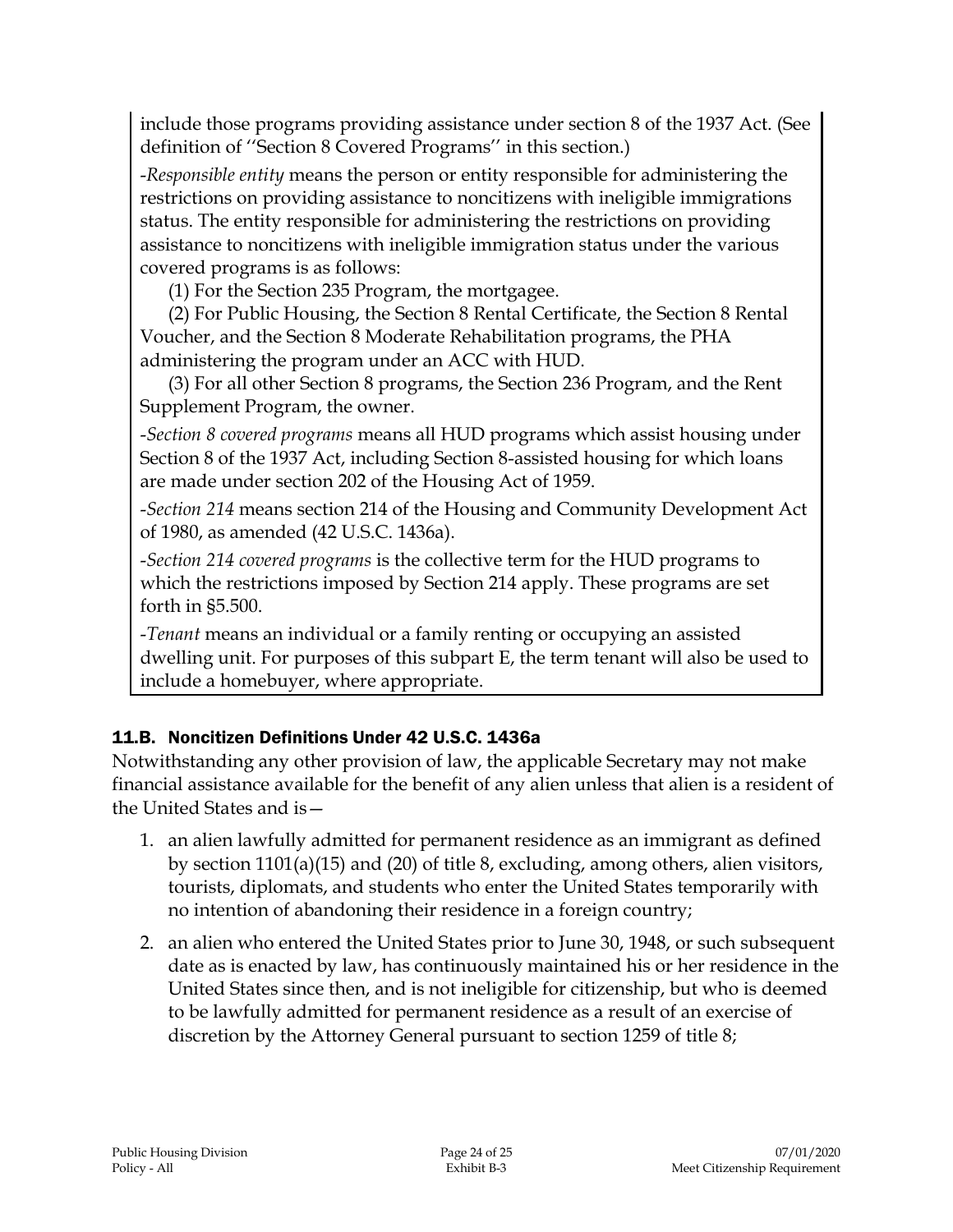include those programs providing assistance under section 8 of the 1937 Act. (See definition of ''Section 8 Covered Programs'' in this section.)

-*Responsible entity* means the person or entity responsible for administering the restrictions on providing assistance to noncitizens with ineligible immigrations status. The entity responsible for administering the restrictions on providing assistance to noncitizens with ineligible immigration status under the various covered programs is as follows:

(1) For the Section 235 Program, the mortgagee.

(2) For Public Housing, the Section 8 Rental Certificate, the Section 8 Rental Voucher, and the Section 8 Moderate Rehabilitation programs, the PHA administering the program under an ACC with HUD.

(3) For all other Section 8 programs, the Section 236 Program, and the Rent Supplement Program, the owner.

-*Section 8 covered programs* means all HUD programs which assist housing under Section 8 of the 1937 Act, including Section 8-assisted housing for which loans are made under section 202 of the Housing Act of 1959.

-*Section 214* means section 214 of the Housing and Community Development Act of 1980, as amended (42 U.S.C. 1436a).

-*Section 214 covered programs* is the collective term for the HUD programs to which the restrictions imposed by Section 214 apply. These programs are set forth in §5.500.

-*Tenant* means an individual or a family renting or occupying an assisted dwelling unit. For purposes of this subpart E, the term tenant will also be used to include a homebuyer, where appropriate.

### 11.B. Noncitizen Definitions Under 42 U.S.C. 1436a

Notwithstanding any other provision of law, the applicable Secretary may not make financial assistance available for the benefit of any alien unless that alien is a resident of the United States and is—

1. an alien lawfully admitted for permanent residence as an immigrant as defined by section 1101(a)(15) and (20) of title 8, excluding, among others, alien visitors, tourists, diplomats, and students who enter the United States temporarily with no intention of abandoning their residence in a foreign country;
2. an alien who entered the United States prior to June 30, 1948, or such subsequent date as is enacted by law, has continuously maintained his or her residence in the United States since then, and is not ineligible for citizenship, but who is deemed to be lawfully admitted for permanent residence as a result of an exercise of discretion by the Attorney General pursuant to section 1259 of title 8;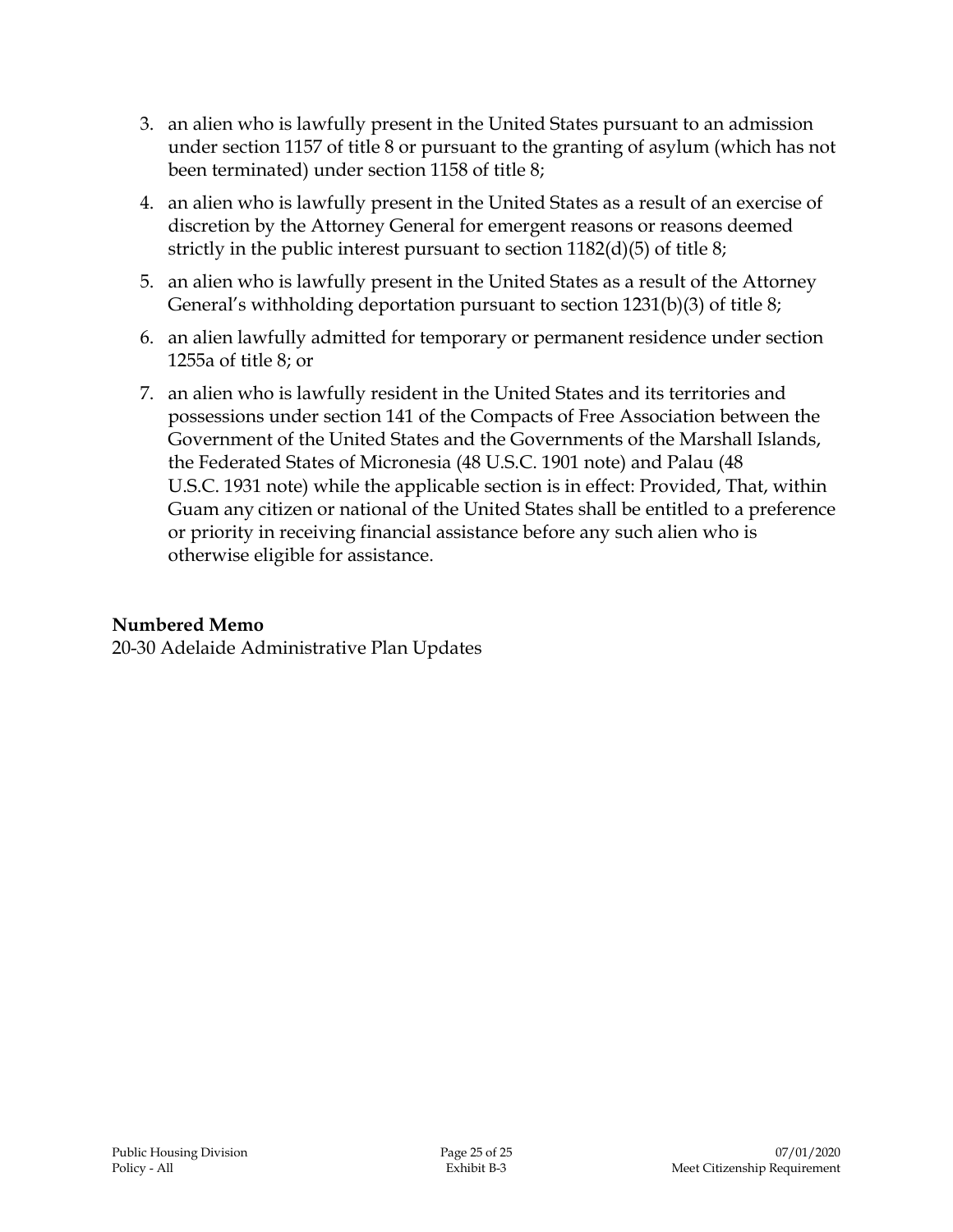3. an alien who is lawfully present in the United States pursuant to an admission under section 1157 of title 8 or pursuant to the granting of asylum (which has not been terminated) under section 1158 of title 8;
4. an alien who is lawfully present in the United States as a result of an exercise of discretion by the Attorney General for emergent reasons or reasons deemed strictly in the public interest pursuant to section 1182(d)(5) of title 8;
5. an alien who is lawfully present in the United States as a result of the Attorney General's withholding deportation pursuant to section 1231(b)(3) of title 8;
6. an alien lawfully admitted for temporary or permanent residence under section 1255a of title 8; or
7. an alien who is lawfully resident in the United States and its territories and possessions under section 141 of the Compacts of Free Association between the Government of the United States and the Governments of the Marshall Islands, the Federated States of Micronesia (48 U.S.C. 1901 note) and Palau (48 U.S.C. 1931 note) while the applicable section is in effect: Provided, That, within Guam any citizen or national of the United States shall be entitled to a preference or priority in receiving financial assistance before any such alien who is otherwise eligible for assistance.

**Numbered Memo**

20-30 Adelaide Administrative Plan Updates